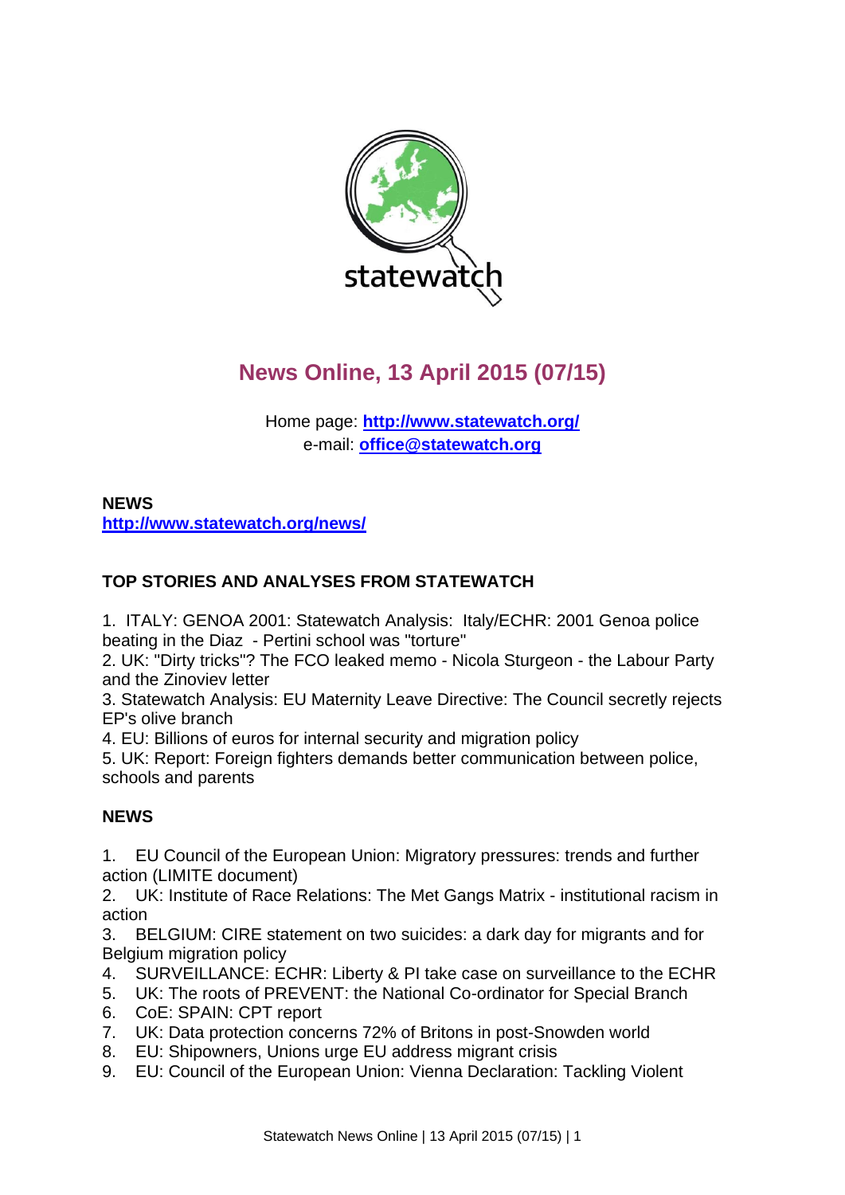statewatch

# News Online, 13 April 2015 (07/15)

Home page: **http://www.statewatch.org/**
e-mail: **office@statewatch.org**

**NEWS**
**http://www.statewatch.org/news/**

## TOP STORIES AND ANALYSES FROM STATEWATCH

1. ITALY: GENOA 2001: Statewatch Analysis: Italy/ECHR: 2001 Genoa police beating in the Diaz - Pertini school was "torture"
2. UK: "Dirty tricks"? The FCO leaked memo - Nicola Sturgeon - the Labour Party and the Zinoviev letter
3. Statewatch Analysis: EU Maternity Leave Directive: The Council secretly rejects EP's olive branch
4. EU: Billions of euros for internal security and migration policy
5. UK: Report: Foreign fighters demands better communication between police, schools and parents

## NEWS

1. EU Council of the European Union: Migratory pressures: trends and further action (LIMITE document)
2. UK: Institute of Race Relations: The Met Gangs Matrix - institutional racism in action
3. BELGIUM: CIRE statement on two suicides: a dark day for migrants and for Belgium migration policy
4. SURVEILLANCE: ECHR: Liberty & PI take case on surveillance to the ECHR
5. UK: The roots of PREVENT: the National Co-ordinator for Special Branch
6. CoE: SPAIN: CPT report
7. UK: Data protection concerns 72% of Britons in post-Snowden world
8. EU: Shipowners, Unions urge EU address migrant crisis
9. EU: Council of the European Union: Vienna Declaration: Tackling Violent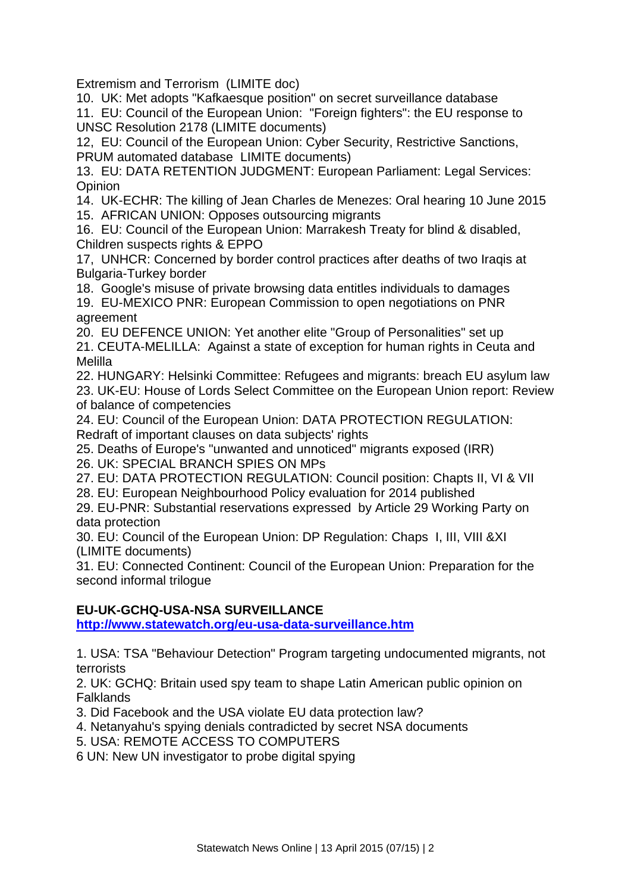Extremism and Terrorism (LIMITE doc)

10. UK: Met adopts "Kafkaesque position" on secret surveillance database
11. EU: Council of the European Union: "Foreign fighters": the EU response to UNSC Resolution 2178 (LIMITE documents)
12, EU: Council of the European Union: Cyber Security, Restrictive Sanctions, PRUM automated database LIMITE documents)
13. EU: DATA RETENTION JUDGMENT: European Parliament: Legal Services: Opinion
14. UK-ECHR: The killing of Jean Charles de Menezes: Oral hearing 10 June 2015
15. AFRICAN UNION: Opposes outsourcing migrants
16. EU: Council of the European Union: Marrakesh Treaty for blind & disabled, Children suspects rights & EPPO
17, UNHCR: Concerned by border control practices after deaths of two Iraqis at Bulgaria-Turkey border
18. Google's misuse of private browsing data entitles individuals to damages
19. EU-MEXICO PNR: European Commission to open negotiations on PNR agreement
20. EU DEFENCE UNION: Yet another elite "Group of Personalities" set up
21. CEUTA-MELILLA: Against a state of exception for human rights in Ceuta and Melilla
22. HUNGARY: Helsinki Committee: Refugees and migrants: breach EU asylum law
23. UK-EU: House of Lords Select Committee on the European Union report: Review of balance of competencies
24. EU: Council of the European Union: DATA PROTECTION REGULATION: Redraft of important clauses on data subjects' rights
25. Deaths of Europe's "unwanted and unnoticed" migrants exposed (IRR)
26. UK: SPECIAL BRANCH SPIES ON MPs
27. EU: DATA PROTECTION REGULATION: Council position: Chapts II, VI & VII
28. EU: European Neighbourhood Policy evaluation for 2014 published
29. EU-PNR: Substantial reservations expressed by Article 29 Working Party on data protection
30. EU: Council of the European Union: DP Regulation: Chaps I, III, VIII &XI (LIMITE documents)
31. EU: Connected Continent: Council of the European Union: Preparation for the second informal trilogue

**EU-UK-GCHQ-USA-NSA SURVEILLANCE**

**http://www.statewatch.org/eu-usa-data-surveillance.htm**

1. USA: TSA "Behaviour Detection" Program targeting undocumented migrants, not terrorists
2. UK: GCHQ: Britain used spy team to shape Latin American public opinion on Falklands
3. Did Facebook and the USA violate EU data protection law?
4. Netanyahu's spying denials contradicted by secret NSA documents
5. USA: REMOTE ACCESS TO COMPUTERS
6 UN: New UN investigator to probe digital spying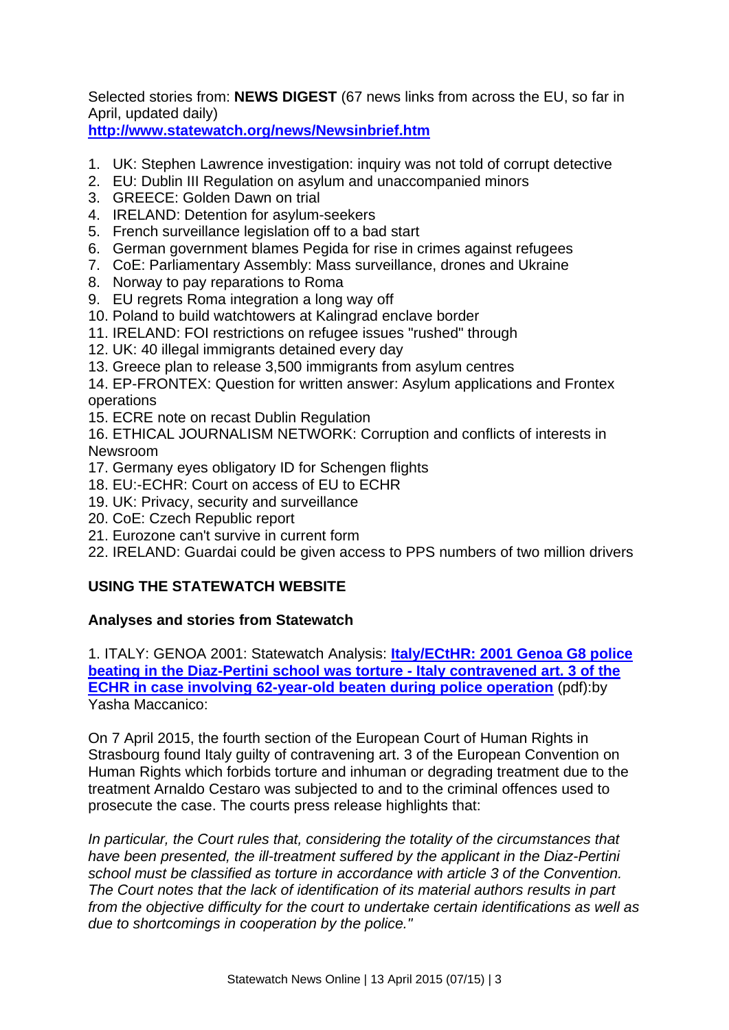Selected stories from: **NEWS DIGEST** (67 news links from across the EU, so far in April, updated daily)
**http://www.statewatch.org/news/Newsinbrief.htm**

1. UK: Stephen Lawrence investigation: inquiry was not told of corrupt detective
2. EU: Dublin III Regulation on asylum and unaccompanied minors
3. GREECE: Golden Dawn on trial
4. IRELAND: Detention for asylum-seekers
5. French surveillance legislation off to a bad start
6. German government blames Pegida for rise in crimes against refugees
7. CoE: Parliamentary Assembly: Mass surveillance, drones and Ukraine
8. Norway to pay reparations to Roma
9. EU regrets Roma integration a long way off
10. Poland to build watchtowers at Kalingrad enclave border
11. IRELAND: FOI restrictions on refugee issues "rushed" through
12. UK: 40 illegal immigrants detained every day
13. Greece plan to release 3,500 immigrants from asylum centres
14. EP-FRONTEX: Question for written answer: Asylum applications and Frontex operations
15. ECRE note on recast Dublin Regulation
16. ETHICAL JOURNALISM NETWORK: Corruption and conflicts of interests in Newsroom
17. Germany eyes obligatory ID for Schengen flights
18. EU:-ECHR: Court on access of EU to ECHR
19. UK: Privacy, security and surveillance
20. CoE: Czech Republic report
21. Eurozone can't survive in current form
22. IRELAND: Guardai could be given access to PPS numbers of two million drivers

## USING THE STATEWATCH WEBSITE

### Analyses and stories from Statewatch

1. ITALY: GENOA 2001: Statewatch Analysis: **Italy/ECtHR: 2001 Genoa G8 police beating in the Diaz-Pertini school was torture - Italy contravened art. 3 of the ECHR in case involving 62-year-old beaten during police operation** (pdf):by Yasha Maccanico:

On 7 April 2015, the fourth section of the European Court of Human Rights in Strasbourg found Italy guilty of contravening art. 3 of the European Convention on Human Rights which forbids torture and inhuman or degrading treatment due to the treatment Arnaldo Cestaro was subjected to and to the criminal offences used to prosecute the case. The courts press release highlights that:

*In particular, the Court rules that, considering the totality of the circumstances that have been presented, the ill-treatment suffered by the applicant in the Diaz-Pertini school must be classified as torture in accordance with article 3 of the Convention. The Court notes that the lack of identification of its material authors results in part from the objective difficulty for the court to undertake certain identifications as well as due to shortcomings in cooperation by the police."*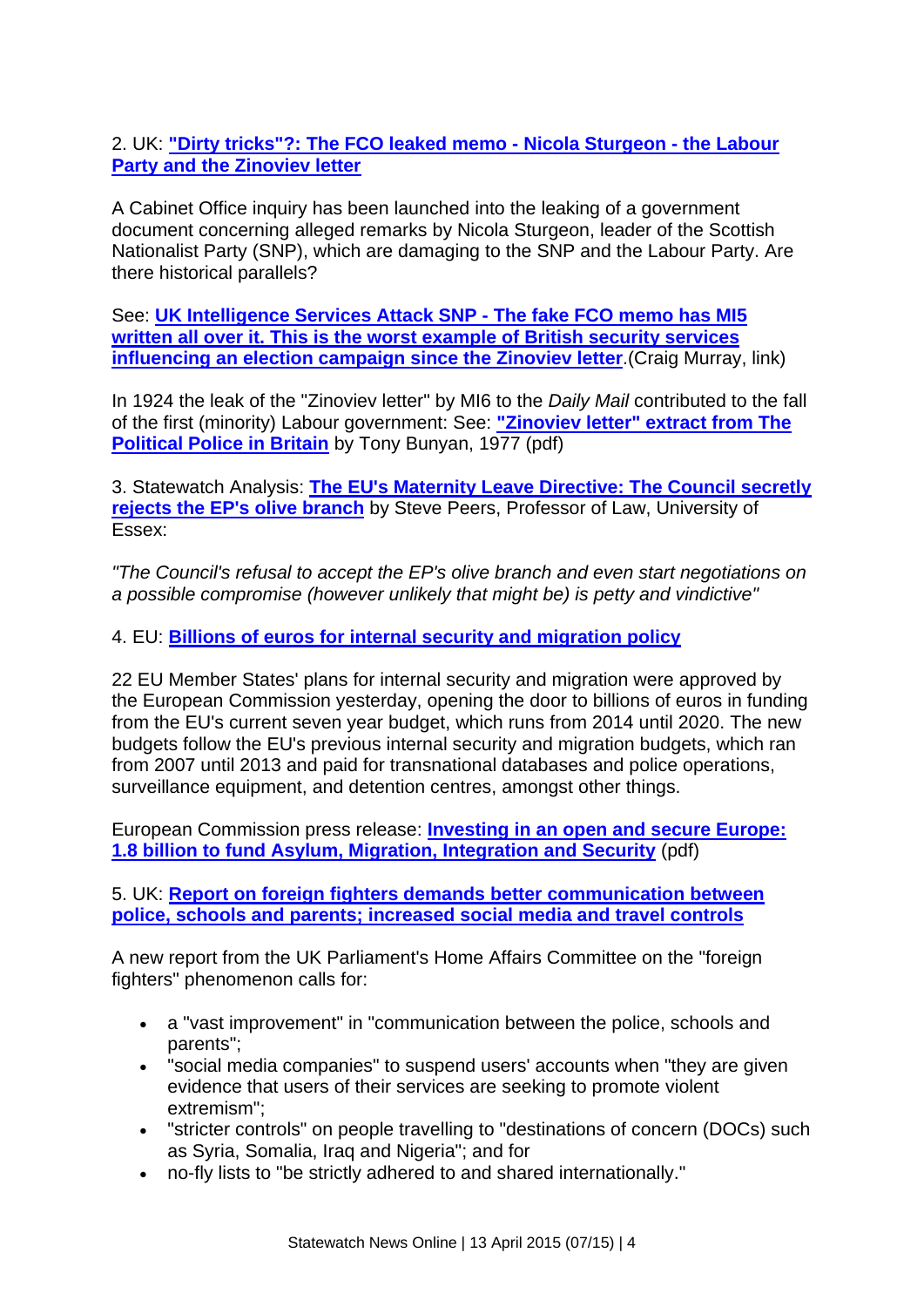2. UK: **"Dirty tricks"?: The FCO leaked memo - Nicola Sturgeon - the Labour Party and the Zinoviev letter**

A Cabinet Office inquiry has been launched into the leaking of a government document concerning alleged remarks by Nicola Sturgeon, leader of the Scottish Nationalist Party (SNP), which are damaging to the SNP and the Labour Party. Are there historical parallels?

See: **UK Intelligence Services Attack SNP - The fake FCO memo has MI5 written all over it. This is the worst example of British security services influencing an election campaign since the Zinoviev letter**.(Craig Murray, link)

In 1924 the leak of the "Zinoviev letter" by MI6 to the *Daily Mail* contributed to the fall of the first (minority) Labour government: See: **"Zinoviev letter" extract from The Political Police in Britain** by Tony Bunyan, 1977 (pdf)

3. Statewatch Analysis: **The EU's Maternity Leave Directive: The Council secretly rejects the EP's olive branch** by Steve Peers, Professor of Law, University of Essex:

*"The Council's refusal to accept the EP's olive branch and even start negotiations on a possible compromise (however unlikely that might be) is petty and vindictive"*

4. EU: **Billions of euros for internal security and migration policy**

22 EU Member States' plans for internal security and migration were approved by the European Commission yesterday, opening the door to billions of euros in funding from the EU's current seven year budget, which runs from 2014 until 2020. The new budgets follow the EU's previous internal security and migration budgets, which ran from 2007 until 2013 and paid for transnational databases and police operations, surveillance equipment, and detention centres, amongst other things.

European Commission press release: **Investing in an open and secure Europe: 1.8 billion to fund Asylum, Migration, Integration and Security** (pdf)

5. UK: **Report on foreign fighters demands better communication between police, schools and parents; increased social media and travel controls**

A new report from the UK Parliament's Home Affairs Committee on the "foreign fighters" phenomenon calls for:

- a "vast improvement" in "communication between the police, schools and parents";
- "social media companies" to suspend users' accounts when "they are given evidence that users of their services are seeking to promote violent extremism";
- "stricter controls" on people travelling to "destinations of concern (DOCs) such as Syria, Somalia, Iraq and Nigeria"; and for
- no-fly lists to "be strictly adhered to and shared internationally."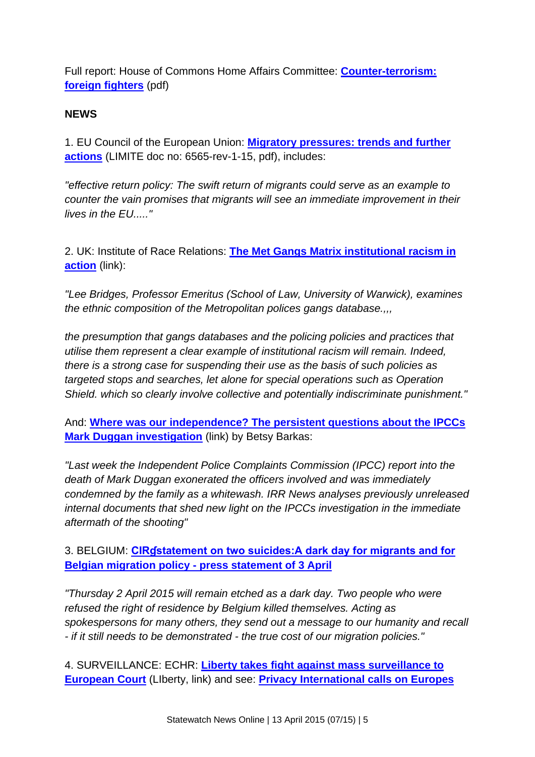Full report: House of Commons Home Affairs Committee: **Counter-terrorism: foreign fighters** (pdf)

**NEWS**

1. EU Council of the European Union: **Migratory pressures: trends and further actions** (LIMITE doc no: 6565-rev-1-15, pdf), includes:

*"effective return policy: The swift return of migrants could serve as an example to counter the vain promises that migrants will see an immediate improvement in their lives in the EU....."*

2. UK: Institute of Race Relations: **The Met Gangs Matrix institutional racism in action** (link):

*"Lee Bridges, Professor Emeritus (School of Law, University of Warwick), examines the ethnic composition of the Metropolitan polices gangs database.,,,*

*the presumption that gangs databases and the policing policies and practices that utilise them represent a clear example of institutional racism will remain. Indeed, there is a strong case for suspending their use as the basis of such policies as targeted stops and searches, let alone for special operations such as Operation Shield. which so clearly involve collective and potentially indiscriminate punishment."*

And: **Where was our independence? The persistent questions about the IPCCs Mark Duggan investigation** (link) by Betsy Barkas:

*"Last week the Independent Police Complaints Commission (IPCC) report into the death of Mark Duggan exonerated the officers involved and was immediately condemned by the family as a whitewash. IRR News analyses previously unreleased internal documents that shed new light on the IPCCs investigation in the immediate aftermath of the shooting"*

3. BELGIUM: **CIRÉ statement on two suicides:A dark day for migrants and for Belgian migration policy - press statement of 3 April**

*"Thursday 2 April 2015 will remain etched as a dark day. Two people who were refused the right of residence by Belgium killed themselves. Acting as spokespersons for many others, they send out a message to our humanity and recall - if it still needs to be demonstrated - the true cost of our migration policies."*

4. SURVEILLANCE: ECHR: **Liberty takes fight against mass surveillance to European Court** (LIberty, link) and see: **Privacy International calls on Europes**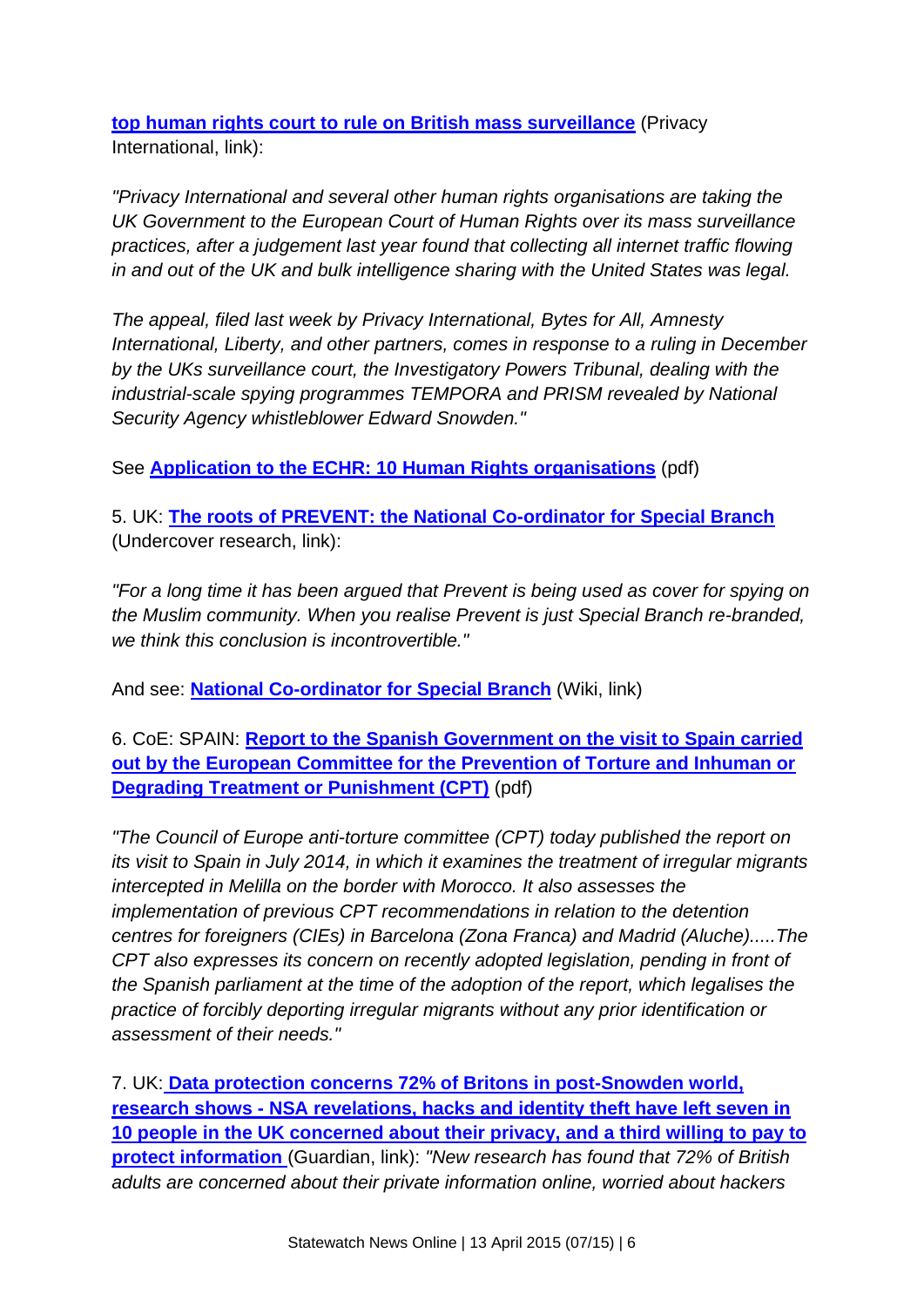**top human rights court to rule on British mass surveillance** (Privacy International, link):

*"Privacy International and several other human rights organisations are taking the UK Government to the European Court of Human Rights over its mass surveillance practices, after a judgement last year found that collecting all internet traffic flowing in and out of the UK and bulk intelligence sharing with the United States was legal.*

*The appeal, filed last week by Privacy International, Bytes for All, Amnesty International, Liberty, and other partners, comes in response to a ruling in December by the UKs surveillance court, the Investigatory Powers Tribunal, dealing with the industrial-scale spying programmes TEMPORA and PRISM revealed by National Security Agency whistleblower Edward Snowden."*

See **Application to the ECHR: 10 Human Rights organisations** (pdf)

5. UK: **The roots of PREVENT: the National Co-ordinator for Special Branch** (Undercover research, link):

*"For a long time it has been argued that Prevent is being used as cover for spying on the Muslim community. When you realise Prevent is just Special Branch re-branded, we think this conclusion is incontrovertible."*

And see: **National Co-ordinator for Special Branch** (Wiki, link)

6. CoE: SPAIN: **Report to the Spanish Government on the visit to Spain carried out by the European Committee for the Prevention of Torture and Inhuman or Degrading Treatment or Punishment (CPT)** (pdf)

*"The Council of Europe anti-torture committee (CPT) today published the report on its visit to Spain in July 2014, in which it examines the treatment of irregular migrants intercepted in Melilla on the border with Morocco. It also assesses the implementation of previous CPT recommendations in relation to the detention centres for foreigners (CIEs) in Barcelona (Zona Franca) and Madrid (Aluche).....The CPT also expresses its concern on recently adopted legislation, pending in front of the Spanish parliament at the time of the adoption of the report, which legalises the practice of forcibly deporting irregular migrants without any prior identification or assessment of their needs."*

7. UK: **Data protection concerns 72% of Britons in post-Snowden world, research shows - NSA revelations, hacks and identity theft have left seven in 10 people in the UK concerned about their privacy, and a third willing to pay to protect information** (Guardian, link): *"New research has found that 72% of British adults are concerned about their private information online, worried about hackers*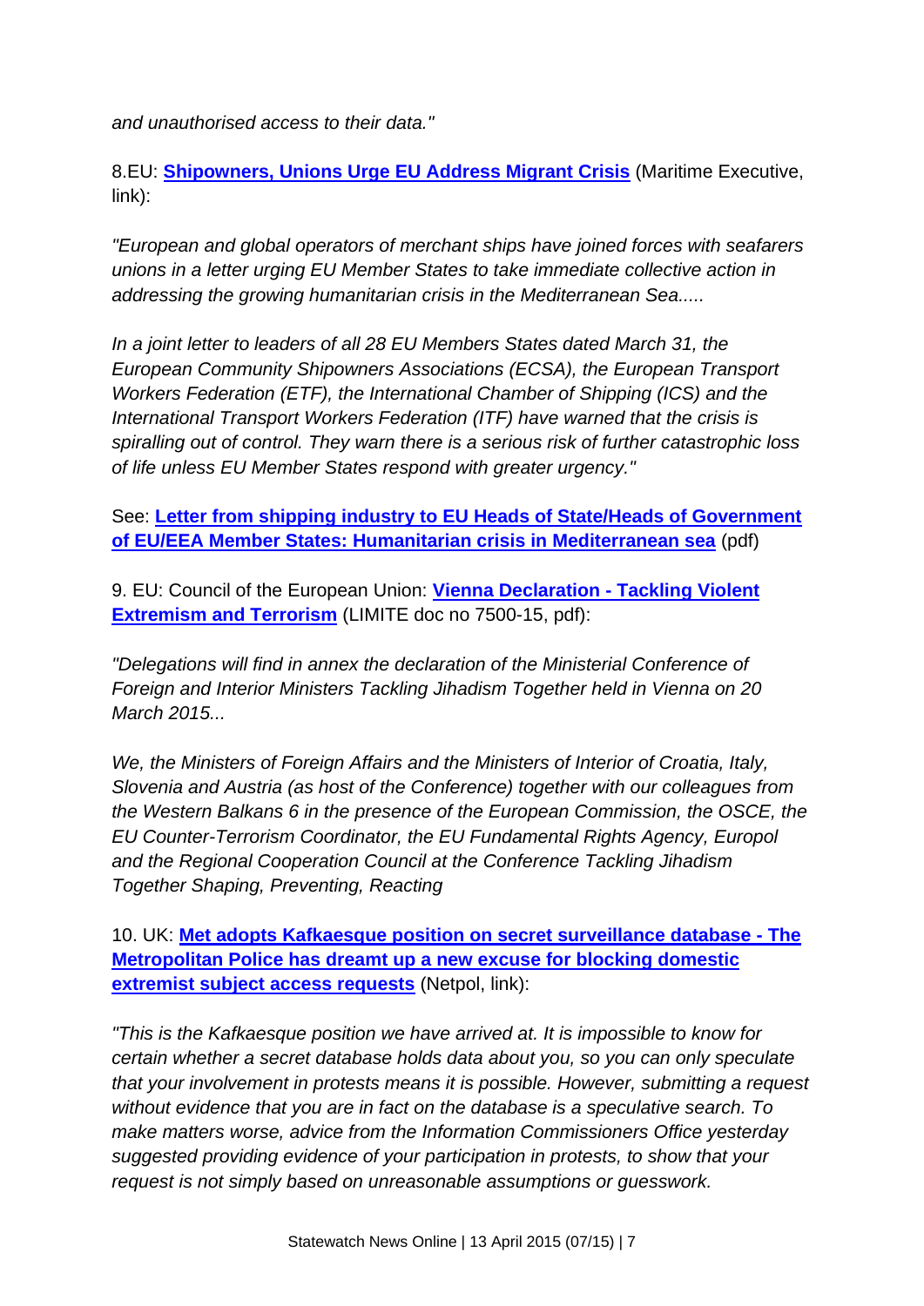*and unauthorised access to their data."*

8.EU: **[Shipowners, Unions Urge EU Address Migrant Crisis]** (Maritime Executive, link):

*"European and global operators of merchant ships have joined forces with seafarers unions in a letter urging EU Member States to take immediate collective action in addressing the growing humanitarian crisis in the Mediterranean Sea.....*

*In a joint letter to leaders of all 28 EU Members States dated March 31, the European Community Shipowners Associations (ECSA), the European Transport Workers Federation (ETF), the International Chamber of Shipping (ICS) and the International Transport Workers Federation (ITF) have warned that the crisis is spiralling out of control. They warn there is a serious risk of further catastrophic loss of life unless EU Member States respond with greater urgency."*

See: **[Letter from shipping industry to EU Heads of State/Heads of Government of EU/EEA Member States: Humanitarian crisis in Mediterranean sea]** (pdf)

9. EU: Council of the European Union: **[Vienna Declaration - Tackling Violent Extremism and Terrorism]** (LIMITE doc no 7500-15, pdf):

*"Delegations will find in annex the declaration of the Ministerial Conference of Foreign and Interior Ministers Tackling Jihadism Together held in Vienna on 20 March 2015...*

*We, the Ministers of Foreign Affairs and the Ministers of Interior of Croatia, Italy, Slovenia and Austria (as host of the Conference) together with our colleagues from the Western Balkans 6 in the presence of the European Commission, the OSCE, the EU Counter-Terrorism Coordinator, the EU Fundamental Rights Agency, Europol and the Regional Cooperation Council at the Conference Tackling Jihadism Together Shaping, Preventing, Reacting*

10. UK: **[Met adopts Kafkaesque position on secret surveillance database - The Metropolitan Police has dreamt up a new excuse for blocking domestic extremist subject access requests]** (Netpol, link):

*"This is the Kafkaesque position we have arrived at. It is impossible to know for certain whether a secret database holds data about you, so you can only speculate that your involvement in protests means it is possible. However, submitting a request without evidence that you are in fact on the database is a speculative search. To make matters worse, advice from the Information Commissioners Office yesterday suggested providing evidence of your participation in protests, to show that your request is not simply based on unreasonable assumptions or guesswork.*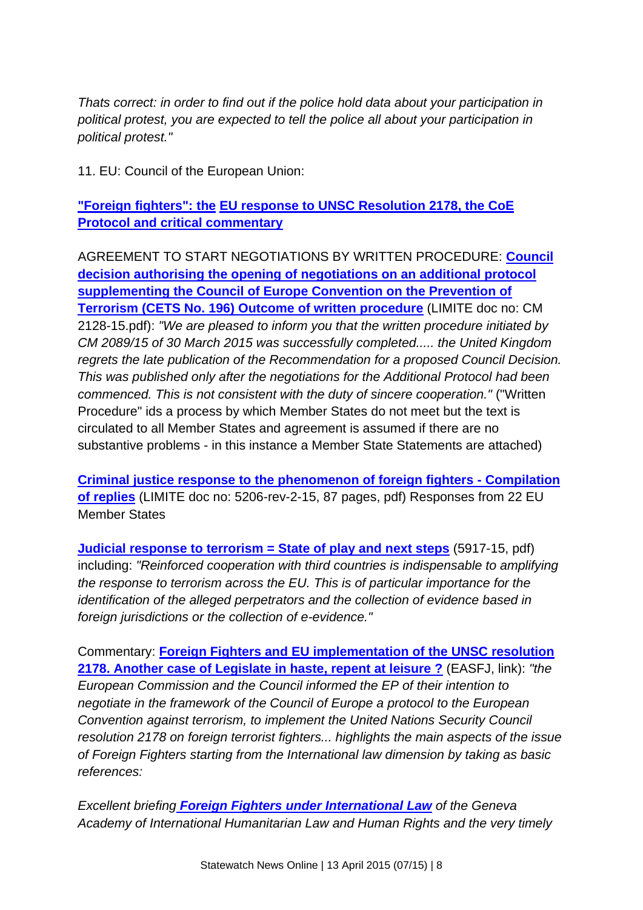*Thats correct: in order to find out if the police hold data about your participation in political protest, you are expected to tell the police all about your participation in political protest."*

11. EU: Council of the European Union:

**"Foreign fighters": the EU response to UNSC Resolution 2178, the CoE Protocol and critical commentary**

AGREEMENT TO START NEGOTIATIONS BY WRITTEN PROCEDURE: **Council decision authorising the opening of negotiations on an additional protocol supplementing the Council of Europe Convention on the Prevention of Terrorism (CETS No. 196) Outcome of written procedure** (LIMITE doc no: CM 2128-15.pdf): *"We are pleased to inform you that the written procedure initiated by CM 2089/15 of 30 March 2015 was successfully completed..... the United Kingdom regrets the late publication of the Recommendation for a proposed Council Decision. This was published only after the negotiations for the Additional Protocol had been commenced. This is not consistent with the duty of sincere cooperation."* ("Written Procedure" ids a process by which Member States do not meet but the text is circulated to all Member States and agreement is assumed if there are no substantive problems - in this instance a Member State Statements are attached)

**Criminal justice response to the phenomenon of foreign fighters - Compilation of replies** (LIMITE doc no: 5206-rev-2-15, 87 pages, pdf) Responses from 22 EU Member States

**Judicial response to terrorism = State of play and next steps** (5917-15, pdf) including: *"Reinforced cooperation with third countries is indispensable to amplifying the response to terrorism across the EU. This is of particular importance for the identification of the alleged perpetrators and the collection of evidence based in foreign jurisdictions or the collection of e-evidence."*

Commentary: **Foreign Fighters and EU implementation of the UNSC resolution 2178. Another case of Legislate in haste, repent at leisure ?** (EASFJ, link): *"the European Commission and the Council informed the EP of their intention to negotiate in the framework of the Council of Europe a protocol to the European Convention against terrorism, to implement the United Nations Security Council resolution 2178 on foreign terrorist fighters... highlights the main aspects of the issue of Foreign Fighters starting from the International law dimension by taking as basic references:*

*Excellent briefing* ***Foreign Fighters under International Law*** *of the Geneva Academy of International Humanitarian Law and Human Rights and the very timely*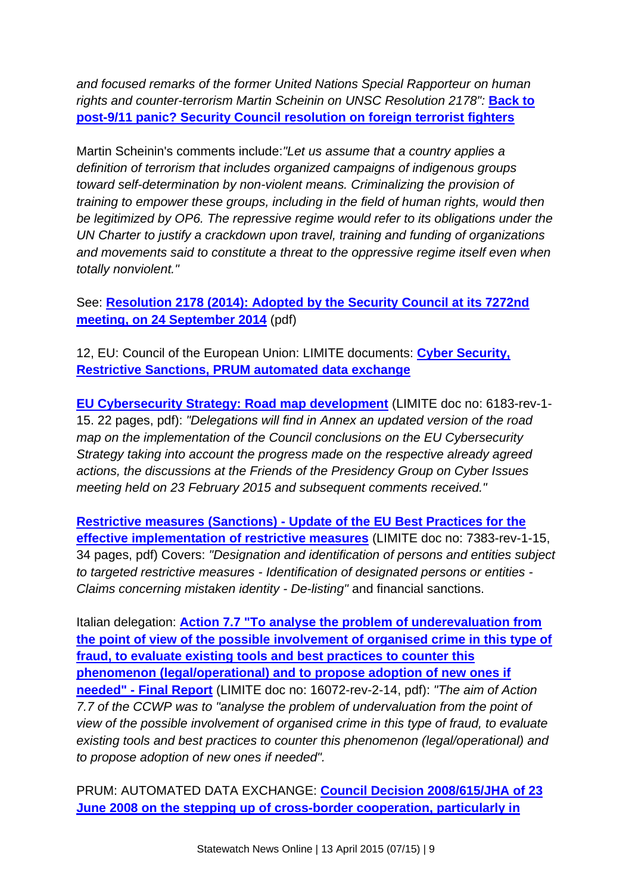*and focused remarks of the former United Nations Special Rapporteur on human rights and counter-terrorism Martin Scheinin on UNSC Resolution 2178":* **Back to post-9/11 panic? Security Council resolution on foreign terrorist fighters**

Martin Scheinin's comments include:*"Let us assume that a country applies a definition of terrorism that includes organized campaigns of indigenous groups toward self-determination by non-violent means. Criminalizing the provision of training to empower these groups, including in the field of human rights, would then be legitimized by OP6. The repressive regime would refer to its obligations under the UN Charter to justify a crackdown upon travel, training and funding of organizations and movements said to constitute a threat to the oppressive regime itself even when totally nonviolent."*

See: **Resolution 2178 (2014): Adopted by the Security Council at its 7272nd meeting, on 24 September 2014** (pdf)

12, EU: Council of the European Union: LIMITE documents: **Cyber Security, Restrictive Sanctions, PRUM automated data exchange**

**EU Cybersecurity Strategy: Road map development** (LIMITE doc no: 6183-rev-1-15. 22 pages, pdf): *"Delegations will find in Annex an updated version of the road map on the implementation of the Council conclusions on the EU Cybersecurity Strategy taking into account the progress made on the respective already agreed actions, the discussions at the Friends of the Presidency Group on Cyber Issues meeting held on 23 February 2015 and subsequent comments received."*

**Restrictive measures (Sanctions) - Update of the EU Best Practices for the effective implementation of restrictive measures** (LIMITE doc no: 7383-rev-1-15, 34 pages, pdf) Covers: *"Designation and identification of persons and entities subject to targeted restrictive measures - Identification of designated persons or entities - Claims concerning mistaken identity - De-listing"* and financial sanctions.

Italian delegation: **Action 7.7 "To analyse the problem of underevaluation from the point of view of the possible involvement of organised crime in this type of fraud, to evaluate existing tools and best practices to counter this phenomenon (legal/operational) and to propose adoption of new ones if needed" - Final Report** (LIMITE doc no: 16072-rev-2-14, pdf): *"The aim of Action 7.7 of the CCWP was to "analyse the problem of undervaluation from the point of view of the possible involvement of organised crime in this type of fraud, to evaluate existing tools and best practices to counter this phenomenon (legal/operational) and to propose adoption of new ones if needed".*

PRUM: AUTOMATED DATA EXCHANGE: **Council Decision 2008/615/JHA of 23 June 2008 on the stepping up of cross-border cooperation, particularly in**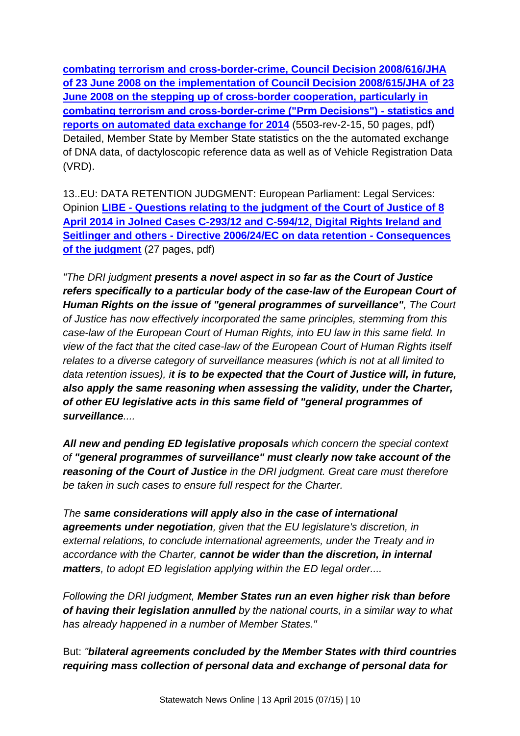**combating terrorism and cross-border-crime, Council Decision 2008/616/JHA of 23 June 2008 on the implementation of Council Decision 2008/615/JHA of 23 June 2008 on the stepping up of cross-border cooperation, particularly in combating terrorism and cross-border-crime ("Prm Decisions") - statistics and reports on automated data exchange for 2014** (5503-rev-2-15, 50 pages, pdf) Detailed, Member State by Member State statistics on the the automated exchange of DNA data, of dactyloscopic reference data as well as of Vehicle Registration Data (VRD).

13..EU: DATA RETENTION JUDGMENT: European Parliament: Legal Services: Opinion **LIBE - Questions relating to the judgment of the Court of Justice of 8 April 2014 in Jolned Cases C-293/12 and C-594/12, Digital Rights Ireland and Seitlinger and others - Directive 2006/24/EC on data retention - Consequences of the judgment** (27 pages, pdf)

*"The DRI judgment **presents a novel aspect in so far as the Court of Justice refers specifically to a particular body of the case-law of the European Court of Human Rights on the issue of "general programmes of surveillance"**, The Court of Justice has now effectively incorporated the same principles, stemming from this case-law of the European Court of Human Rights, into EU law in this same field. In view of the fact that the cited case-law of the European Court of Human Rights itself relates to a diverse category of surveillance measures (which is not at all limited to data retention issues), i**t is to be expected that the Court of Justice will, in future, also apply the same reasoning when assessing the validity, under the Charter, of other EU legislative acts in this same field of "general programmes of surveillance**....*

***All new and pending ED legislative proposals** which concern the special context of **"general programmes of surveillance" must clearly now take account of the reasoning of the Court of Justice** in the DRI judgment. Great care must therefore be taken in such cases to ensure full respect for the Charter.*

*The **same considerations will apply also in the case of international agreements under negotiation**, given that the EU legislature's discretion, in external relations, to conclude international agreements, under the Treaty and in accordance with the Charter, **cannot be wider than the discretion, in internal matters**, to adopt ED legislation applying within the ED legal order....*

*Following the DRI judgment, **Member States run an even higher risk than before of having their legislation annulled** by the national courts, in a similar way to what has already happened in a number of Member States."*

But: *"**bilateral agreements concluded by the Member States with third countries requiring mass collection of personal data and exchange of personal data for***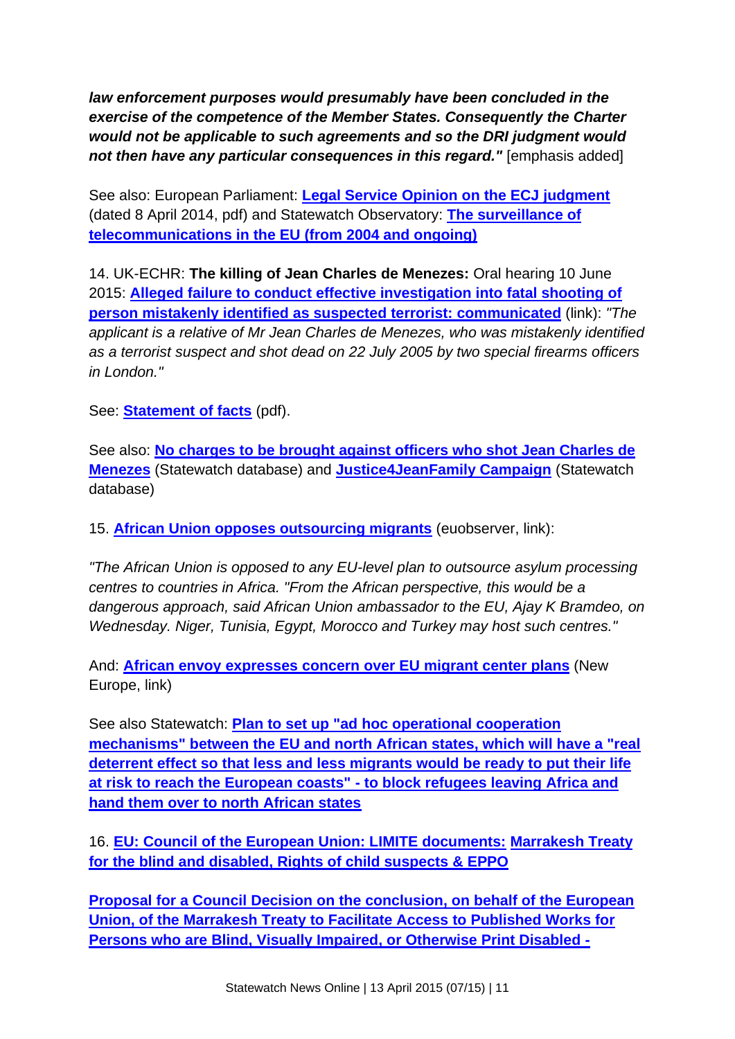***law enforcement purposes would presumably have been concluded in the exercise of the competence of the Member States. Consequently the Charter would not be applicable to such agreements and so the DRI judgment would not then have any particular consequences in this regard."*** [emphasis added]

See also: European Parliament: **Legal Service Opinion on the ECJ judgment** (dated 8 April 2014, pdf) and Statewatch Observatory: **The surveillance of telecommunications in the EU (from 2004 and ongoing)**

14. UK-ECHR: **The killing of Jean Charles de Menezes:** Oral hearing 10 June 2015: **Alleged failure to conduct effective investigation into fatal shooting of person mistakenly identified as suspected terrorist: communicated** (link): *"The applicant is a relative of Mr Jean Charles de Menezes, who was mistakenly identified as a terrorist suspect and shot dead on 22 July 2005 by two special firearms officers in London."*

See: **Statement of facts** (pdf).

See also: **No charges to be brought against officers who shot Jean Charles de Menezes** (Statewatch database) and **Justice4JeanFamily Campaign** (Statewatch database)

15. **African Union opposes outsourcing migrants** (euobserver, link):

*"The African Union is opposed to any EU-level plan to outsource asylum processing centres to countries in Africa. "From the African perspective, this would be a dangerous approach, said African Union ambassador to the EU, Ajay K Bramdeo, on Wednesday. Niger, Tunisia, Egypt, Morocco and Turkey may host such centres."*

And: **African envoy expresses concern over EU migrant center plans** (New Europe, link)

See also Statewatch: **Plan to set up "ad hoc operational cooperation mechanisms" between the EU and north African states, which will have a "real deterrent effect so that less and less migrants would be ready to put their life at risk to reach the European coasts" - to block refugees leaving Africa and hand them over to north African states**

16. **EU: Council of the European Union: LIMITE documents: Marrakesh Treaty for the blind and disabled, Rights of child suspects & EPPO**

**Proposal for a Council Decision on the conclusion, on behalf of the European Union, of the Marrakesh Treaty to Facilitate Access to Published Works for Persons who are Blind, Visually Impaired, or Otherwise Print Disabled -**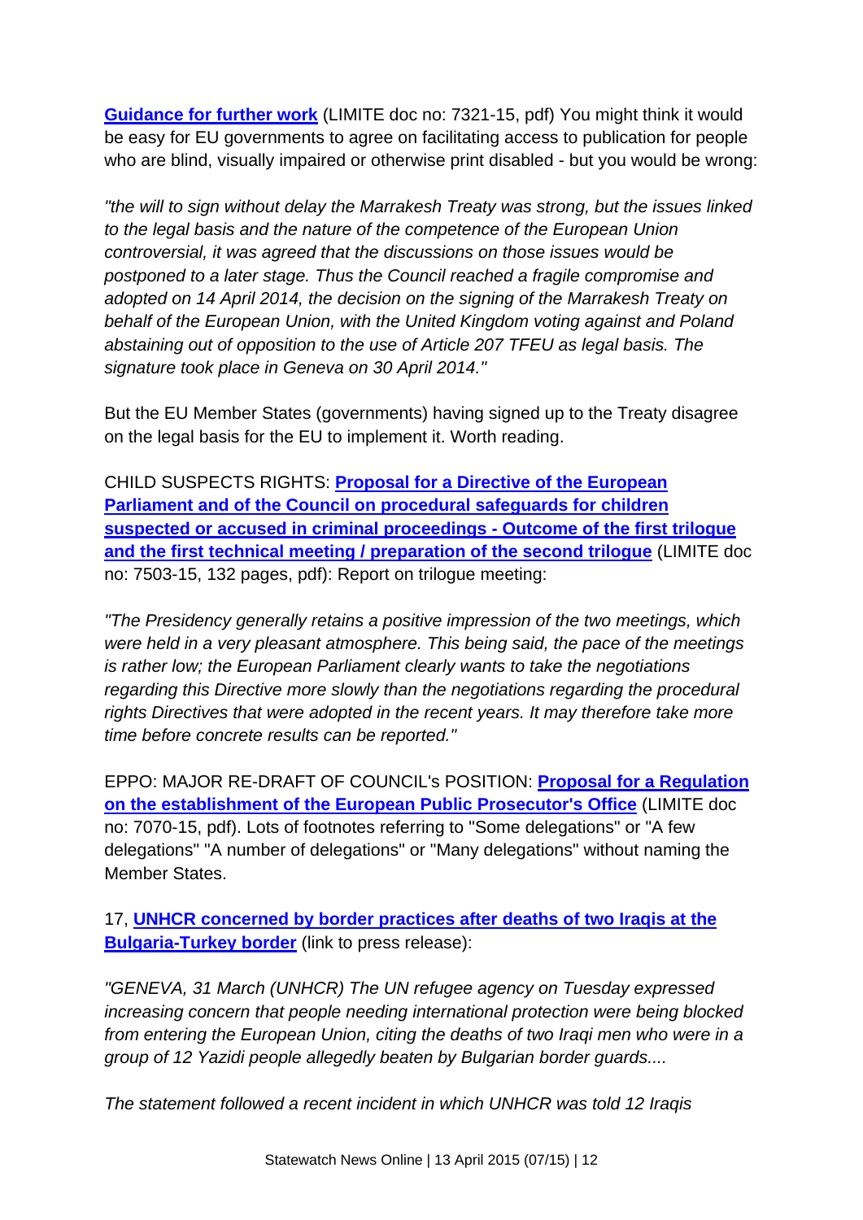**Guidance for further work** (LIMITE doc no: 7321-15, pdf) You might think it would be easy for EU governments to agree on facilitating access to publication for people who are blind, visually impaired or otherwise print disabled - but you would be wrong:

*"the will to sign without delay the Marrakesh Treaty was strong, but the issues linked to the legal basis and the nature of the competence of the European Union controversial, it was agreed that the discussions on those issues would be postponed to a later stage. Thus the Council reached a fragile compromise and adopted on 14 April 2014, the decision on the signing of the Marrakesh Treaty on behalf of the European Union, with the United Kingdom voting against and Poland abstaining out of opposition to the use of Article 207 TFEU as legal basis. The signature took place in Geneva on 30 April 2014."*

But the EU Member States (governments) having signed up to the Treaty disagree on the legal basis for the EU to implement it. Worth reading.

CHILD SUSPECTS RIGHTS: **Proposal for a Directive of the European Parliament and of the Council on procedural safeguards for children suspected or accused in criminal proceedings - Outcome of the first trilogue and the first technical meeting / preparation of the second trilogue** (LIMITE doc no: 7503-15, 132 pages, pdf): Report on trilogue meeting:

*"The Presidency generally retains a positive impression of the two meetings, which were held in a very pleasant atmosphere. This being said, the pace of the meetings is rather low; the European Parliament clearly wants to take the negotiations regarding this Directive more slowly than the negotiations regarding the procedural rights Directives that were adopted in the recent years. It may therefore take more time before concrete results can be reported."*

EPPO: MAJOR RE-DRAFT OF COUNCIL's POSITION: **Proposal for a Regulation on the establishment of the European Public Prosecutor's Office** (LIMITE doc no: 7070-15, pdf). Lots of footnotes referring to "Some delegations" or "A few delegations" "A number of delegations" or "Many delegations" without naming the Member States.

17, **UNHCR concerned by border practices after deaths of two Iraqis at the Bulgaria-Turkey border** (link to press release):

*"GENEVA, 31 March (UNHCR) The UN refugee agency on Tuesday expressed increasing concern that people needing international protection were being blocked from entering the European Union, citing the deaths of two Iraqi men who were in a group of 12 Yazidi people allegedly beaten by Bulgarian border guards....*

*The statement followed a recent incident in which UNHCR was told 12 Iraqis*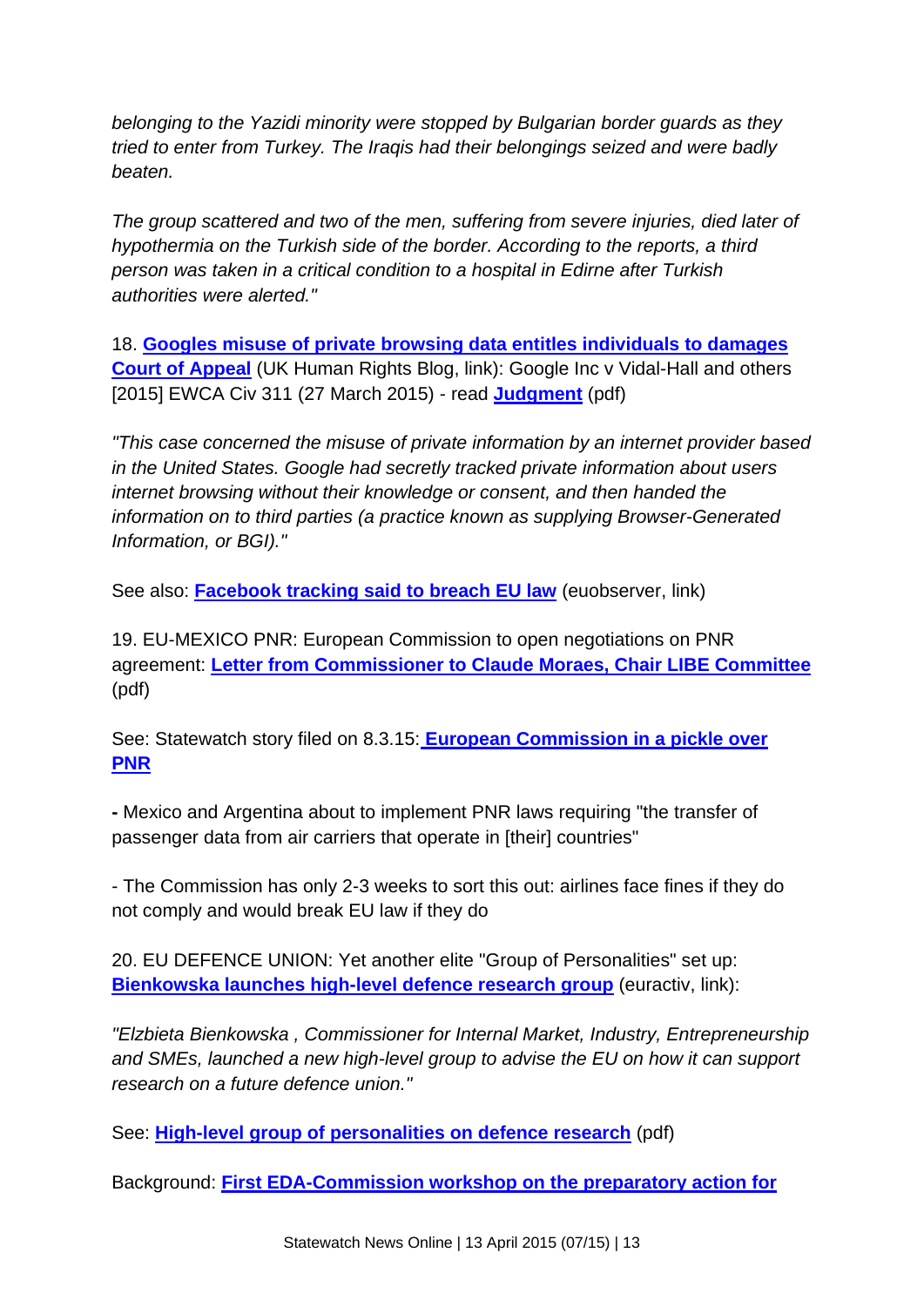*belonging to the Yazidi minority were stopped by Bulgarian border guards as they tried to enter from Turkey. The Iraqis had their belongings seized and were badly beaten.*

*The group scattered and two of the men, suffering from severe injuries, died later of hypothermia on the Turkish side of the border. According to the reports, a third person was taken in a critical condition to a hospital in Edirne after Turkish authorities were alerted."*

18. **Googles misuse of private browsing data entitles individuals to damages Court of Appeal** (UK Human Rights Blog, link): Google Inc v Vidal-Hall and others [2015] EWCA Civ 311 (27 March 2015) - read **Judgment** (pdf)

*"This case concerned the misuse of private information by an internet provider based in the United States. Google had secretly tracked private information about users internet browsing without their knowledge or consent, and then handed the information on to third parties (a practice known as supplying Browser-Generated Information, or BGI)."*

See also: **Facebook tracking said to breach EU law** (euobserver, link)

19. EU-MEXICO PNR: European Commission to open negotiations on PNR agreement: **Letter from Commissioner to Claude Moraes, Chair LIBE Committee** (pdf)

See: Statewatch story filed on 8.3.15: **European Commission in a pickle over PNR**

**-** Mexico and Argentina about to implement PNR laws requiring "the transfer of passenger data from air carriers that operate in [their] countries"

- The Commission has only 2-3 weeks to sort this out: airlines face fines if they do not comply and would break EU law if they do

20. EU DEFENCE UNION: Yet another elite "Group of Personalities" set up: **Bienkowska launches high-level defence research group** (euractiv, link):

*"Elzbieta Bienkowska , Commissioner for Internal Market, Industry, Entrepreneurship and SMEs, launched a new high-level group to advise the EU on how it can support research on a future defence union."*

See: **High-level group of personalities on defence research** (pdf)

Background: **First EDA-Commission workshop on the preparatory action for**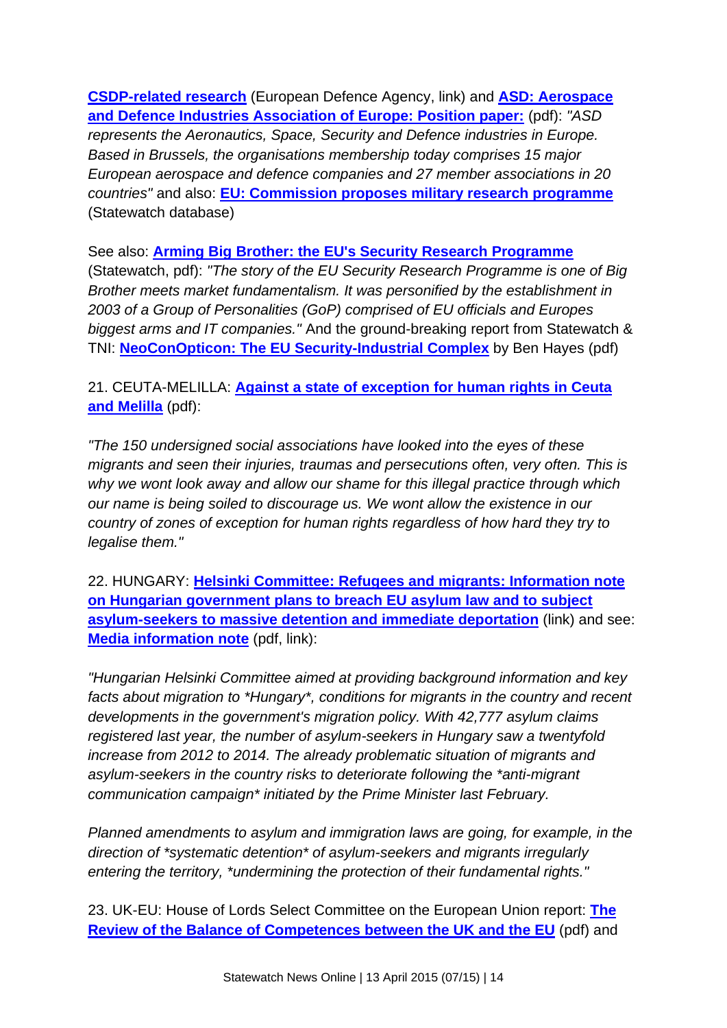**CSDP-related research** (European Defence Agency, link) and **ASD: Aerospace and Defence Industries Association of Europe: Position paper:** (pdf): *"ASD represents the Aeronautics, Space, Security and Defence industries in Europe. Based in Brussels, the organisations membership today comprises 15 major European aerospace and defence companies and 27 member associations in 20 countries"* and also: **EU: Commission proposes military research programme** (Statewatch database)

See also: **Arming Big Brother: the EU's Security Research Programme** (Statewatch, pdf): *"The story of the EU Security Research Programme is one of Big Brother meets market fundamentalism. It was personified by the establishment in 2003 of a Group of Personalities (GoP) comprised of EU officials and Europes biggest arms and IT companies."* And the ground-breaking report from Statewatch & TNI: **NeoConOpticon: The EU Security-Industrial Complex** by Ben Hayes (pdf)

21. CEUTA-MELILLA: **Against a state of exception for human rights in Ceuta and Melilla** (pdf):

*"The 150 undersigned social associations have looked into the eyes of these migrants and seen their injuries, traumas and persecutions often, very often. This is why we wont look away and allow our shame for this illegal practice through which our name is being soiled to discourage us. We wont allow the existence in our country of zones of exception for human rights regardless of how hard they try to legalise them."*

22. HUNGARY: **Helsinki Committee: Refugees and migrants: Information note on Hungarian government plans to breach EU asylum law and to subject asylum-seekers to massive detention and immediate deportation** (link) and see: **Media information note** (pdf, link):

*"Hungarian Helsinki Committee aimed at providing background information and key facts about migration to *Hungary*, conditions for migrants in the country and recent developments in the government's migration policy. With 42,777 asylum claims registered last year, the number of asylum-seekers in Hungary saw a twentyfold increase from 2012 to 2014. The already problematic situation of migrants and asylum-seekers in the country risks to deteriorate following the *anti-migrant communication campaign* initiated by the Prime Minister last February.*

*Planned amendments to asylum and immigration laws are going, for example, in the direction of *systematic detention* of asylum-seekers and migrants irregularly entering the territory, *undermining the protection of their fundamental rights."*

23. UK-EU: House of Lords Select Committee on the European Union report: **The Review of the Balance of Competences between the UK and the EU** (pdf) and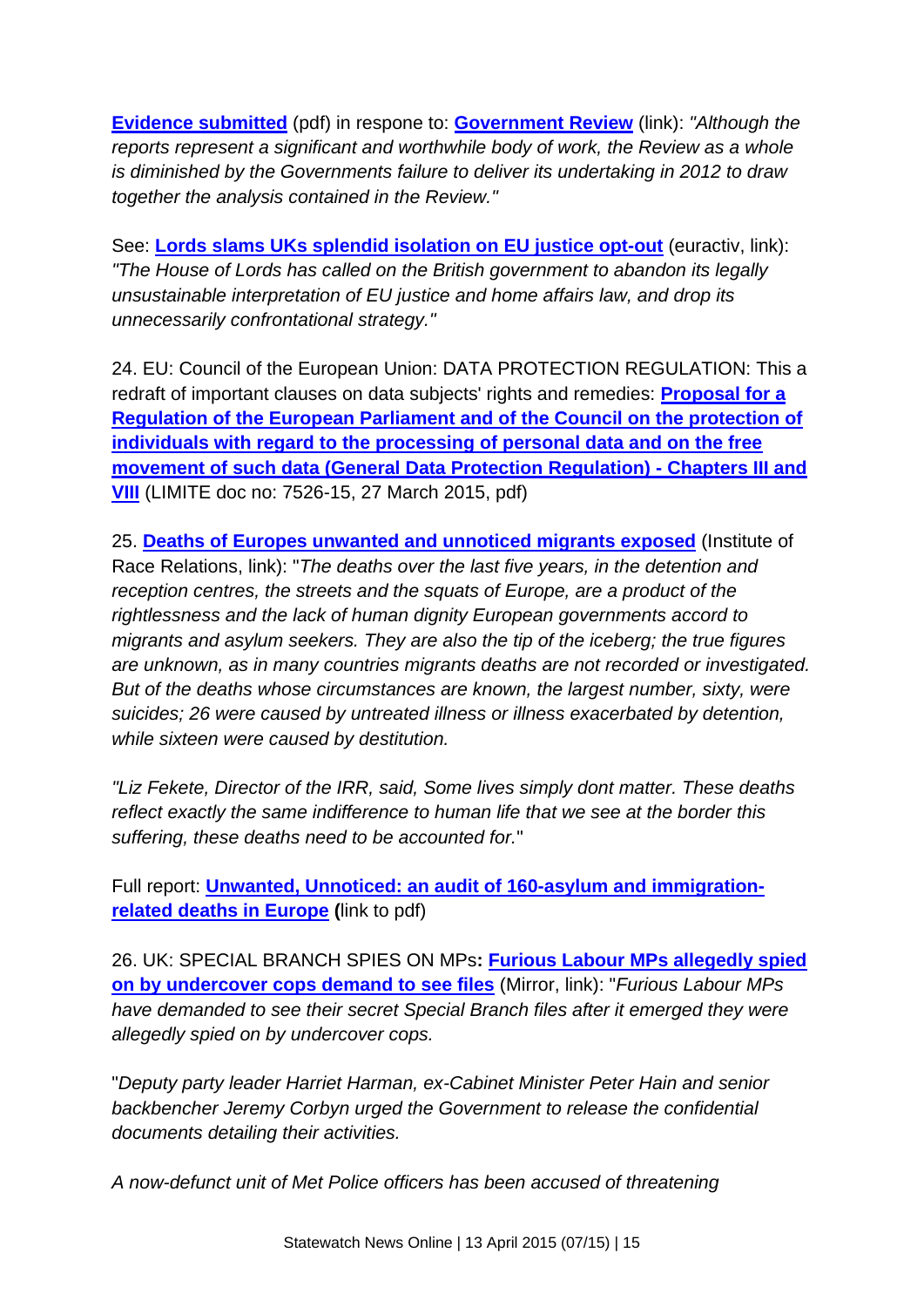**Evidence submitted** (pdf) in respone to: **Government Review** (link): *"Although the reports represent a significant and worthwhile body of work, the Review as a whole is diminished by the Governments failure to deliver its undertaking in 2012 to draw together the analysis contained in the Review."*

See: **Lords slams UKs splendid isolation on EU justice opt-out** (euractiv, link): *"The House of Lords has called on the British government to abandon its legally unsustainable interpretation of EU justice and home affairs law, and drop its unnecessarily confrontational strategy."*

24. EU: Council of the European Union: DATA PROTECTION REGULATION: This a redraft of important clauses on data subjects' rights and remedies: **Proposal for a Regulation of the European Parliament and of the Council on the protection of individuals with regard to the processing of personal data and on the free movement of such data (General Data Protection Regulation) - Chapters III and VIII** (LIMITE doc no: 7526-15, 27 March 2015, pdf)

25. **Deaths of Europes unwanted and unnoticed migrants exposed** (Institute of Race Relations, link): "*The deaths over the last five years, in the detention and reception centres, the streets and the squats of Europe, are a product of the rightlessness and the lack of human dignity European governments accord to migrants and asylum seekers. They are also the tip of the iceberg; the true figures are unknown, as in many countries migrants deaths are not recorded or investigated. But of the deaths whose circumstances are known, the largest number, sixty, were suicides; 26 were caused by untreated illness or illness exacerbated by detention, while sixteen were caused by destitution.*

*"Liz Fekete, Director of the IRR, said, Some lives simply dont matter. These deaths reflect exactly the same indifference to human life that we see at the border this suffering, these deaths need to be accounted for.*"

Full report: **Unwanted, Unnoticed: an audit of 160-asylum and immigration-related deaths in Europe (**link to pdf)

26. UK: SPECIAL BRANCH SPIES ON MPs**: Furious Labour MPs allegedly spied on by undercover cops demand to see files** (Mirror, link): "*Furious Labour MPs have demanded to see their secret Special Branch files after it emerged they were allegedly spied on by undercover cops.*

"*Deputy party leader Harriet Harman, ex-Cabinet Minister Peter Hain and senior backbencher Jeremy Corbyn urged the Government to release the confidential documents detailing their activities.*

*A now-defunct unit of Met Police officers has been accused of threatening*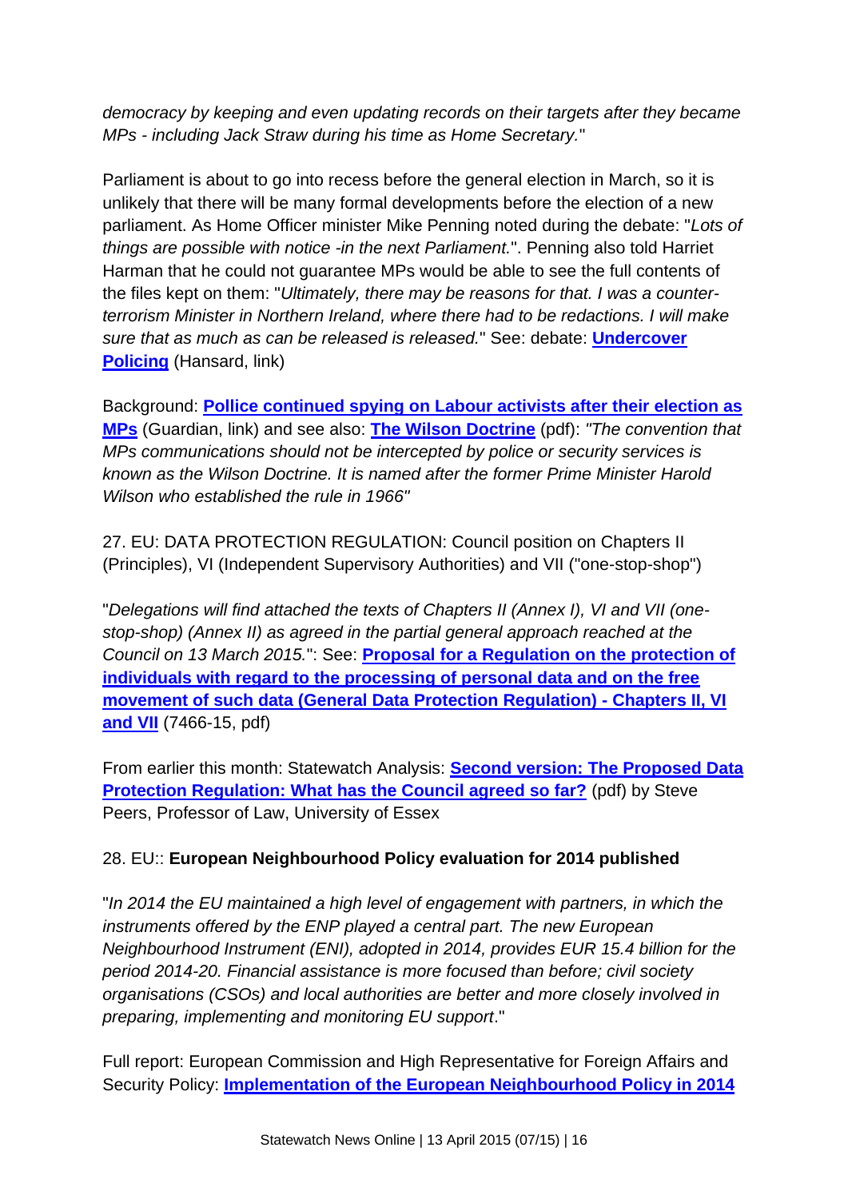*democracy by keeping and even updating records on their targets after they became MPs - including Jack Straw during his time as Home Secretary.*"

Parliament is about to go into recess before the general election in March, so it is unlikely that there will be many formal developments before the election of a new parliament. As Home Officer minister Mike Penning noted during the debate: "*Lots of things are possible with notice -in the next Parliament.*". Penning also told Harriet Harman that he could not guarantee MPs would be able to see the full contents of the files kept on them: "*Ultimately, there may be reasons for that. I was a counter-terrorism Minister in Northern Ireland, where there had to be redactions. I will make sure that as much as can be released is released.*" See: debate: **Undercover Policing** (Hansard, link)

Background: **Pollice continued spying on Labour activists after their election as MPs** (Guardian, link) and see also: **The Wilson Doctrine** (pdf): *"The convention that MPs communications should not be intercepted by police or security services is known as the Wilson Doctrine. It is named after the former Prime Minister Harold Wilson who established the rule in 1966"*

27. EU: DATA PROTECTION REGULATION: Council position on Chapters II (Principles), VI (Independent Supervisory Authorities) and VII ("one-stop-shop")

"*Delegations will find attached the texts of Chapters II (Annex I), VI and VII (one-stop-shop) (Annex II) as agreed in the partial general approach reached at the Council on 13 March 2015.*": See: **Proposal for a Regulation on the protection of individuals with regard to the processing of personal data and on the free movement of such data (General Data Protection Regulation) - Chapters II, VI and VII** (7466-15, pdf)

From earlier this month: Statewatch Analysis: **Second version: The Proposed Data Protection Regulation: What has the Council agreed so far?** (pdf) by Steve Peers, Professor of Law, University of Essex

28. EU:: **European Neighbourhood Policy evaluation for 2014 published**

"*In 2014 the EU maintained a high level of engagement with partners, in which the instruments offered by the ENP played a central part. The new European Neighbourhood Instrument (ENI), adopted in 2014, provides EUR 15.4 billion for the period 2014-20. Financial assistance is more focused than before; civil society organisations (CSOs) and local authorities are better and more closely involved in preparing, implementing and monitoring EU support*."

Full report: European Commission and High Representative for Foreign Affairs and Security Policy: **Implementation of the European Neighbourhood Policy in 2014**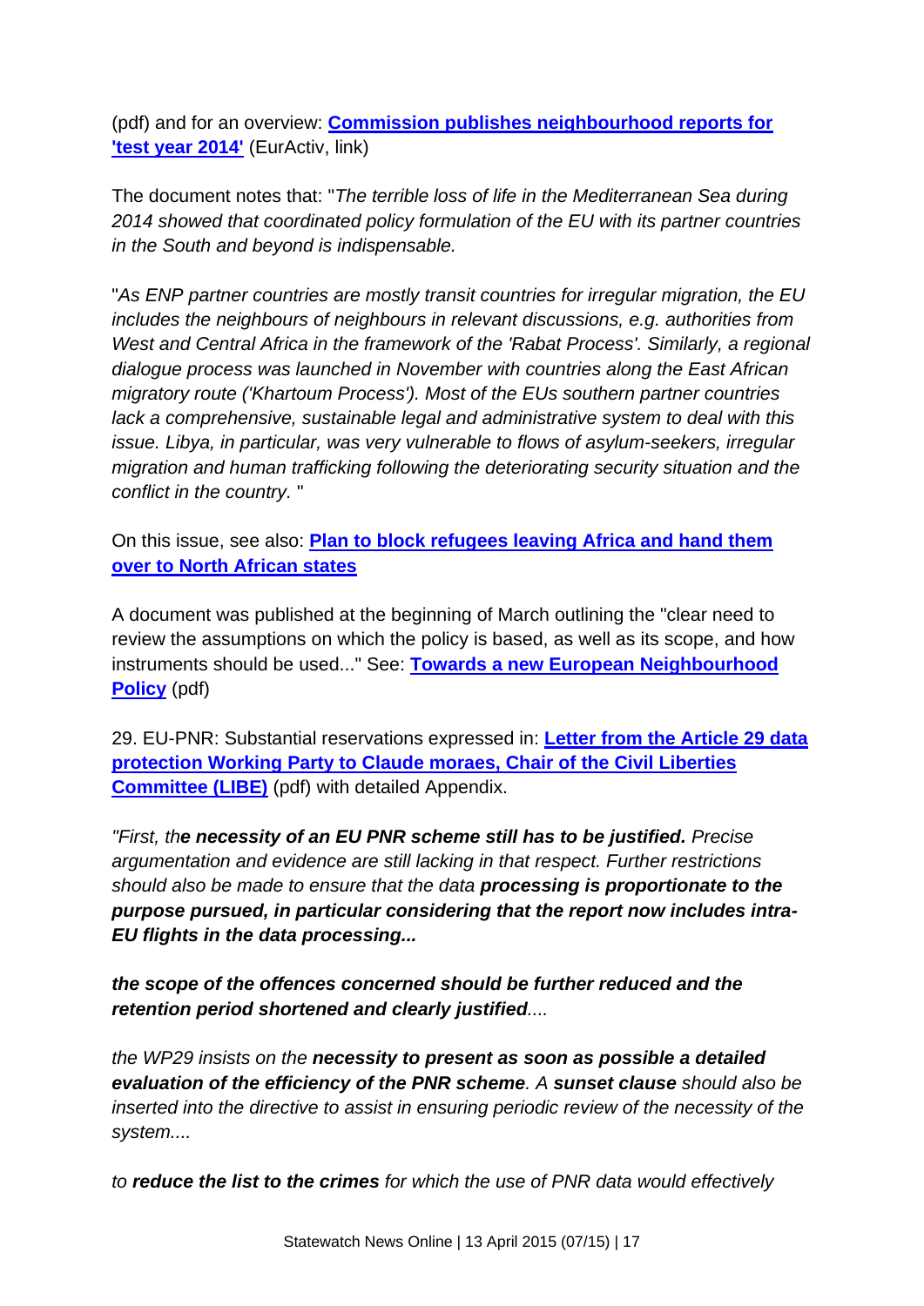(pdf) and for an overview: **Commission publishes neighbourhood reports for 'test year 2014'** (EurActiv, link)

The document notes that: "*The terrible loss of life in the Mediterranean Sea during 2014 showed that coordinated policy formulation of the EU with its partner countries in the South and beyond is indispensable.*

"*As ENP partner countries are mostly transit countries for irregular migration, the EU includes the neighbours of neighbours in relevant discussions, e.g. authorities from West and Central Africa in the framework of the 'Rabat Process'. Similarly, a regional dialogue process was launched in November with countries along the East African migratory route ('Khartoum Process'). Most of the EUs southern partner countries lack a comprehensive, sustainable legal and administrative system to deal with this issue. Libya, in particular, was very vulnerable to flows of asylum-seekers, irregular migration and human trafficking following the deteriorating security situation and the conflict in the country.* "

On this issue, see also: **Plan to block refugees leaving Africa and hand them over to North African states**

A document was published at the beginning of March outlining the "clear need to review the assumptions on which the policy is based, as well as its scope, and how instruments should be used..." See: **Towards a new European Neighbourhood Policy** (pdf)

29. EU-PNR: Substantial reservations expressed in: **Letter from the Article 29 data protection Working Party to Claude moraes, Chair of the Civil Liberties Committee (LIBE)** (pdf) with detailed Appendix.

*"First, th**e necessity of an EU PNR scheme still has to be justified.** Precise argumentation and evidence are still lacking in that respect. Further restrictions should also be made to ensure that the data **processing is proportionate to the purpose pursued, in particular considering that the report now includes intra-EU flights in the data processing...***

***the scope of the offences concerned should be further reduced and the retention period shortened and clearly justified....***

*the WP29 insists on the **necessity to present as soon as possible a detailed evaluation of the efficiency of the PNR scheme**. A **sunset clause** should also be inserted into the directive to assist in ensuring periodic review of the necessity of the system....*

*to **reduce the list to the crimes** for which the use of PNR data would effectively*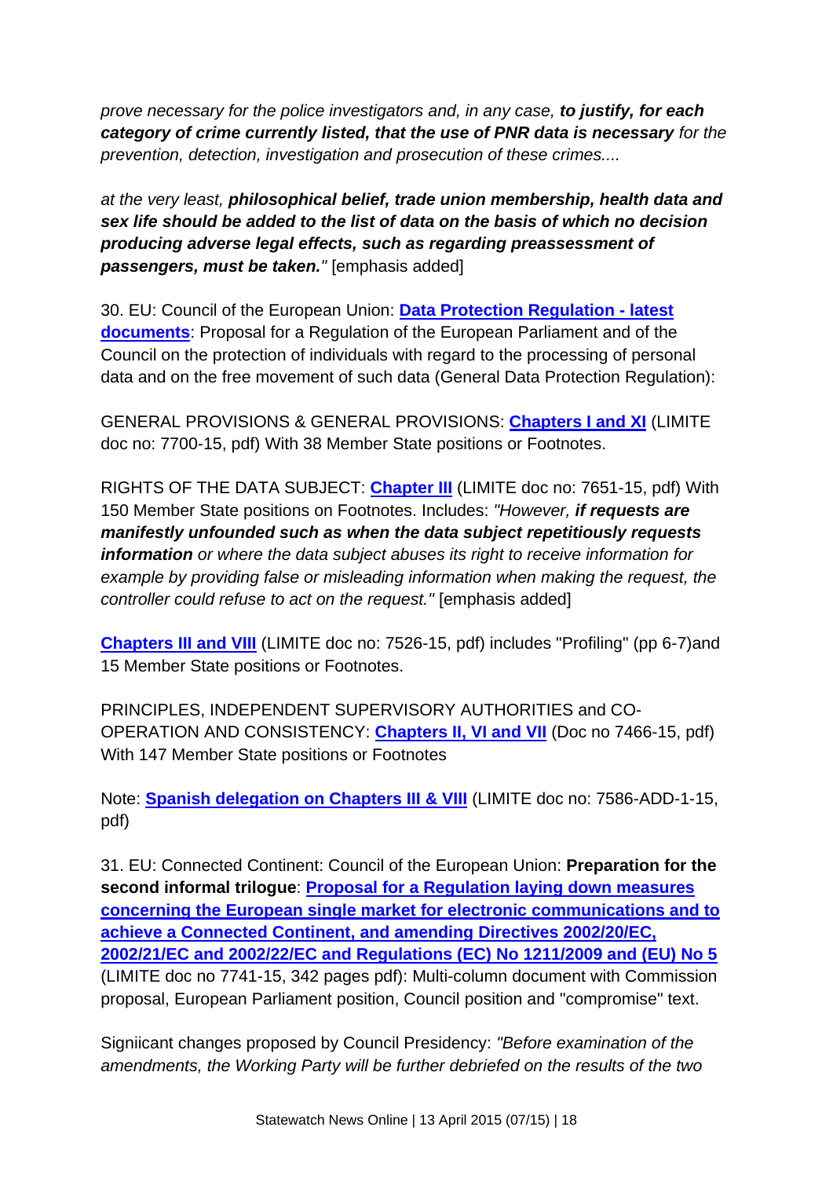*prove necessary for the police investigators and, in any case,* ***to justify, for each category of crime currently listed, that the use of PNR data is necessary*** *for the prevention, detection, investigation and prosecution of these crimes....*

*at the very least,* ***philosophical belief, trade union membership, health data and sex life should be added to the list of data on the basis of which no decision producing adverse legal effects, such as regarding preassessment of passengers, must be taken."*** [emphasis added]

30. EU: Council of the European Union: **Data Protection Regulation - latest documents**: Proposal for a Regulation of the European Parliament and of the Council on the protection of individuals with regard to the processing of personal data and on the free movement of such data (General Data Protection Regulation):

GENERAL PROVISIONS & GENERAL PROVISIONS: **Chapters I and XI** (LIMITE doc no: 7700-15, pdf) With 38 Member State positions or Footnotes.

RIGHTS OF THE DATA SUBJECT: **Chapter III** (LIMITE doc no: 7651-15, pdf) With 150 Member State positions on Footnotes. Includes: *"However,* ***if requests are manifestly unfounded such as when the data subject repetitiously requests information*** *or where the data subject abuses its right to receive information for example by providing false or misleading information when making the request, the controller could refuse to act on the request."* [emphasis added]

**Chapters III and VIII** (LIMITE doc no: 7526-15, pdf) includes "Profiling" (pp 6-7)and 15 Member State positions or Footnotes.

PRINCIPLES, INDEPENDENT SUPERVISORY AUTHORITIES and CO-OPERATION AND CONSISTENCY: **Chapters II, VI and VII** (Doc no 7466-15, pdf) With 147 Member State positions or Footnotes

Note: **Spanish delegation on Chapters III & VIII** (LIMITE doc no: 7586-ADD-1-15, pdf)

31. EU: Connected Continent: Council of the European Union: **Preparation for the second informal trilogue**: **Proposal for a Regulation laying down measures concerning the European single market for electronic communications and to achieve a Connected Continent, and amending Directives 2002/20/EC, 2002/21/EC and 2002/22/EC and Regulations (EC) No 1211/2009 and (EU) No 5** (LIMITE doc no 7741-15, 342 pages pdf): Multi-column document with Commission proposal, European Parliament position, Council position and "compromise" text.

Signiicant changes proposed by Council Presidency: *"Before examination of the amendments, the Working Party will be further debriefed on the results of the two*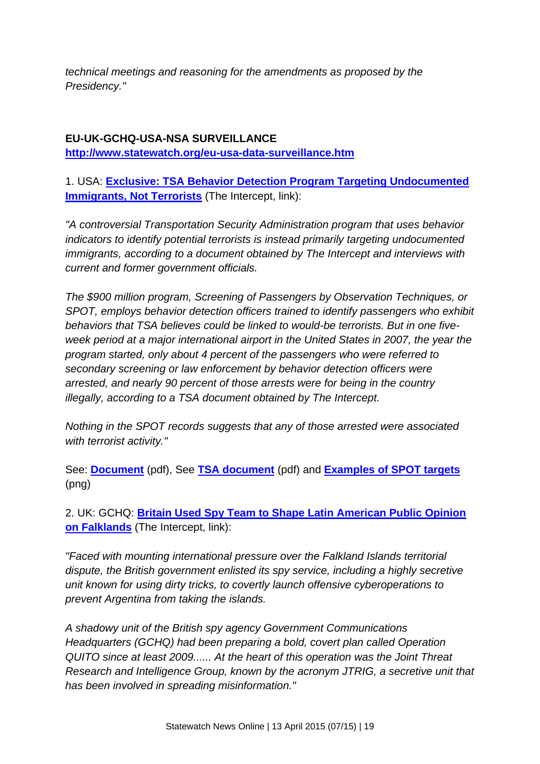*technical meetings and reasoning for the amendments as proposed by the Presidency."*

**EU-UK-GCHQ-USA-NSA SURVEILLANCE**
**http://www.statewatch.org/eu-usa-data-surveillance.htm**

1. USA: **Exclusive: TSA Behavior Detection Program Targeting Undocumented Immigrants, Not Terrorists** (The Intercept, link):

*"A controversial Transportation Security Administration program that uses behavior indicators to identify potential terrorists is instead primarily targeting undocumented immigrants, according to a document obtained by The Intercept and interviews with current and former government officials.*

*The $900 million program, Screening of Passengers by Observation Techniques, or SPOT, employs behavior detection officers trained to identify passengers who exhibit behaviors that TSA believes could be linked to would-be terrorists. But in one five-week period at a major international airport in the United States in 2007, the year the program started, only about 4 percent of the passengers who were referred to secondary screening or law enforcement by behavior detection officers were arrested, and nearly 90 percent of those arrests were for being in the country illegally, according to a TSA document obtained by The Intercept.*

*Nothing in the SPOT records suggests that any of those arrested were associated with terrorist activity."*

See: **Document** (pdf), See **TSA document** (pdf) and **Examples of SPOT targets** (png)

2. UK: GCHQ: **Britain Used Spy Team to Shape Latin American Public Opinion on Falklands** (The Intercept, link):

*"Faced with mounting international pressure over the Falkland Islands territorial dispute, the British government enlisted its spy service, including a highly secretive unit known for using dirty tricks, to covertly launch offensive cyberoperations to prevent Argentina from taking the islands.*

*A shadowy unit of the British spy agency Government Communications Headquarters (GCHQ) had been preparing a bold, covert plan called Operation QUITO since at least 2009...... At the heart of this operation was the Joint Threat Research and Intelligence Group, known by the acronym JTRIG, a secretive unit that has been involved in spreading misinformation."*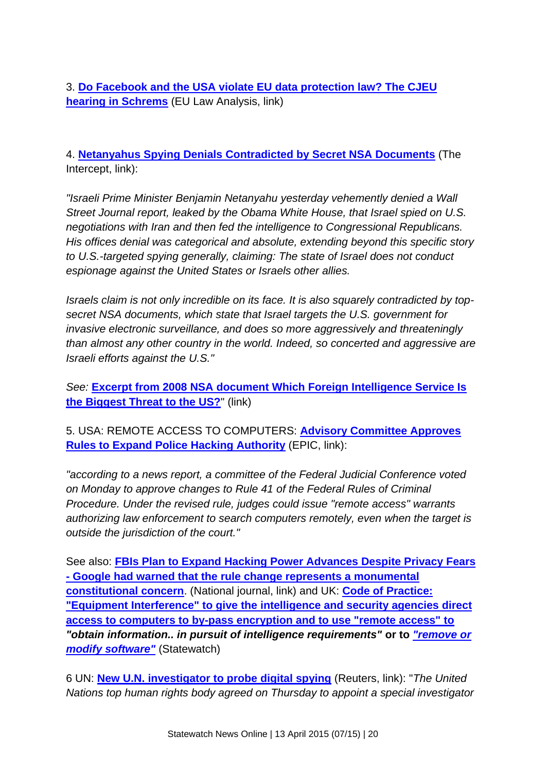3. **Do Facebook and the USA violate EU data protection law? The CJEU hearing in Schrems** (EU Law Analysis, link)

4. **Netanyahus Spying Denials Contradicted by Secret NSA Documents** (The Intercept, link):

*"Israeli Prime Minister Benjamin Netanyahu yesterday vehemently denied a Wall Street Journal report, leaked by the Obama White House, that Israel spied on U.S. negotiations with Iran and then fed the intelligence to Congressional Republicans. His offices denial was categorical and absolute, extending beyond this specific story to U.S.-targeted spying generally, claiming: The state of Israel does not conduct espionage against the United States or Israels other allies.*

*Israels claim is not only incredible on its face. It is also squarely contradicted by top-secret NSA documents, which state that Israel targets the U.S. government for invasive electronic surveillance, and does so more aggressively and threateningly than almost any other country in the world. Indeed, so concerted and aggressive are Israeli efforts against the U.S."*

*See:* **Excerpt from 2008 NSA document Which Foreign Intelligence Service Is the Biggest Threat to the US?**" (link)

5. USA: REMOTE ACCESS TO COMPUTERS: **Advisory Committee Approves Rules to Expand Police Hacking Authority** (EPIC, link):

*"according to a news report, a committee of the Federal Judicial Conference voted on Monday to approve changes to Rule 41 of the Federal Rules of Criminal Procedure. Under the revised rule, judges could issue "remote access" warrants authorizing law enforcement to search computers remotely, even when the target is outside the jurisdiction of the court."*

See also: **FBIs Plan to Expand Hacking Power Advances Despite Privacy Fears - Google had warned that the rule change represents a monumental constitutional concern**. (National journal, link) and UK: **Code of Practice: "Equipment Interference" to give the intelligence and security agencies direct access to computers to by-pass encryption and to use "remote access" to *"obtain information.. in pursuit of intelligence requirements"* or to *"remove or modify software"*** (Statewatch)

6 UN: **New U.N. investigator to probe digital spying** (Reuters, link): "*The United Nations top human rights body agreed on Thursday to appoint a special investigator*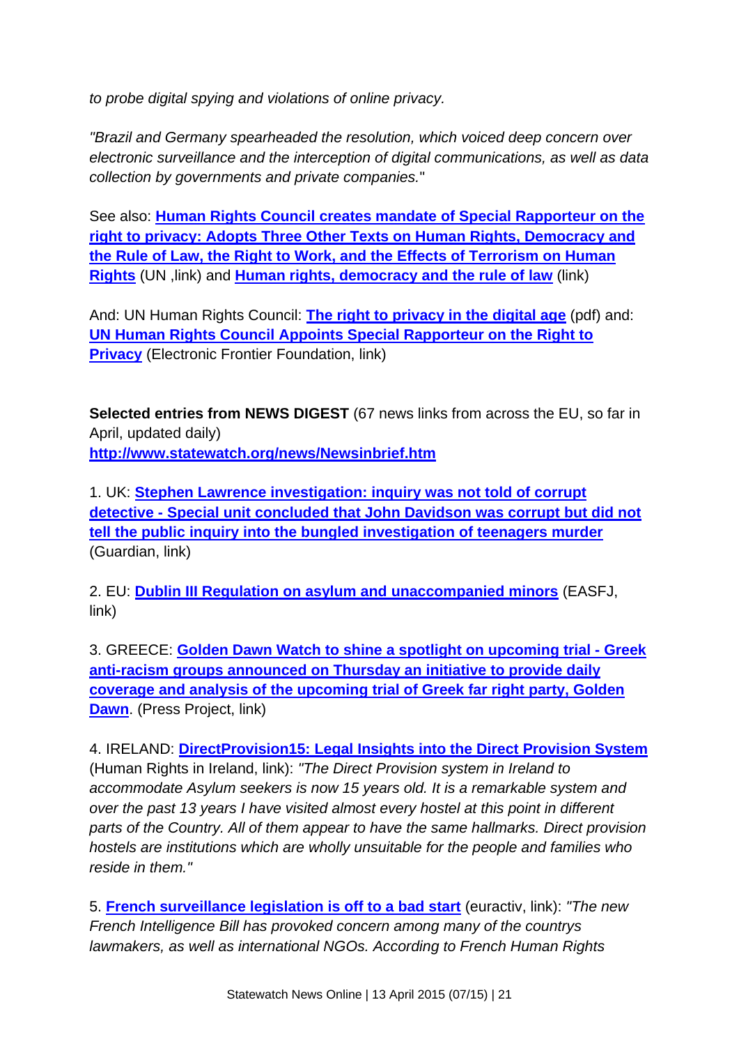*to probe digital spying and violations of online privacy.*

*"Brazil and Germany spearheaded the resolution, which voiced deep concern over electronic surveillance and the interception of digital communications, as well as data collection by governments and private companies.*"

See also: **Human Rights Council creates mandate of Special Rapporteur on the right to privacy: Adopts Three Other Texts on Human Rights, Democracy and the Rule of Law, the Right to Work, and the Effects of Terrorism on Human Rights** (UN ,link) and **Human rights, democracy and the rule of law** (link)

And: UN Human Rights Council: **The right to privacy in the digital age** (pdf) and: **UN Human Rights Council Appoints Special Rapporteur on the Right to Privacy** (Electronic Frontier Foundation, link)

**Selected entries from NEWS DIGEST** (67 news links from across the EU, so far in April, updated daily)
**http://www.statewatch.org/news/Newsinbrief.htm**

1. UK: **Stephen Lawrence investigation: inquiry was not told of corrupt detective - Special unit concluded that John Davidson was corrupt but did not tell the public inquiry into the bungled investigation of teenagers murder** (Guardian, link)

2. EU: **Dublin III Regulation on asylum and unaccompanied minors** (EASFJ, link)

3. GREECE: **Golden Dawn Watch to shine a spotlight on upcoming trial - Greek anti-racism groups announced on Thursday an initiative to provide daily coverage and analysis of the upcoming trial of Greek far right party, Golden Dawn**. (Press Project, link)

4. IRELAND: **DirectProvision15: Legal Insights into the Direct Provision System** (Human Rights in Ireland, link): *"The Direct Provision system in Ireland to accommodate Asylum seekers is now 15 years old. It is a remarkable system and over the past 13 years I have visited almost every hostel at this point in different parts of the Country. All of them appear to have the same hallmarks. Direct provision hostels are institutions which are wholly unsuitable for the people and families who reside in them."*

5. **French surveillance legislation is off to a bad start** (euractiv, link): *"The new French Intelligence Bill has provoked concern among many of the countrys lawmakers, as well as international NGOs. According to French Human Rights*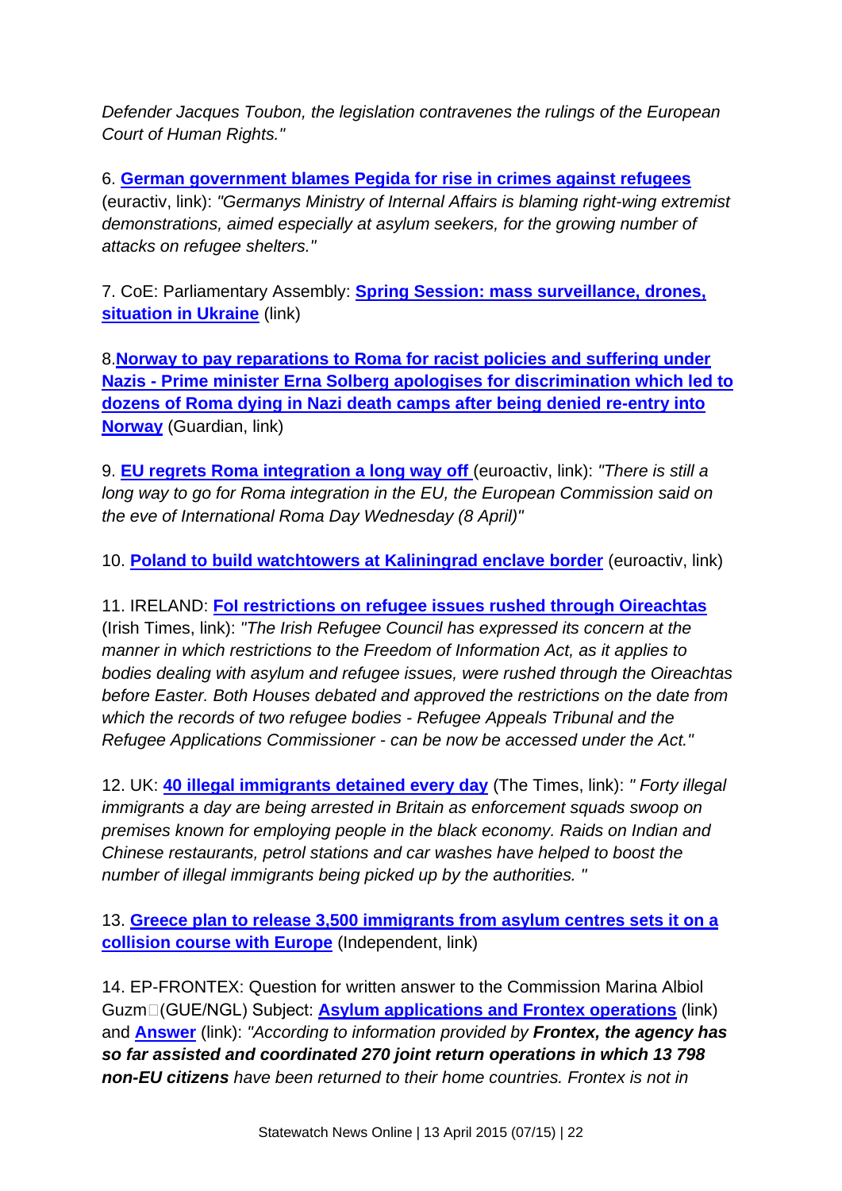*Defender Jacques Toubon, the legislation contravenes the rulings of the European Court of Human Rights."*

6. **German government blames Pegida for rise in crimes against refugees** (euractiv, link): *"Germanys Ministry of Internal Affairs is blaming right-wing extremist demonstrations, aimed especially at asylum seekers, for the growing number of attacks on refugee shelters."*

7. CoE: Parliamentary Assembly: **Spring Session: mass surveillance, drones, situation in Ukraine** (link)

8.**Norway to pay reparations to Roma for racist policies and suffering under Nazis - Prime minister Erna Solberg apologises for discrimination which led to dozens of Roma dying in Nazi death camps after being denied re-entry into Norway** (Guardian, link)

9. **EU regrets Roma integration a long way off** (euroactiv, link): *"There is still a long way to go for Roma integration in the EU, the European Commission said on the eve of International Roma Day Wednesday (8 April)"*

10. **Poland to build watchtowers at Kaliningrad enclave border** (euroactiv, link)

11. IRELAND: **FoI restrictions on refugee issues rushed through Oireachtas** (Irish Times, link): *"The Irish Refugee Council has expressed its concern at the manner in which restrictions to the Freedom of Information Act, as it applies to bodies dealing with asylum and refugee issues, were rushed through the Oireachtas before Easter. Both Houses debated and approved the restrictions on the date from which the records of two refugee bodies - Refugee Appeals Tribunal and the Refugee Applications Commissioner - can be now be accessed under the Act."*

12. UK: **40 illegal immigrants detained every day** (The Times, link): *" Forty illegal immigrants a day are being arrested in Britain as enforcement squads swoop on premises known for employing people in the black economy. Raids on Indian and Chinese restaurants, petrol stations and car washes have helped to boost the number of illegal immigrants being picked up by the authorities. "*

13. **Greece plan to release 3,500 immigrants from asylum centres sets it on a collision course with Europe** (Independent, link)

14. EP-FRONTEX: Question for written answer to the Commission Marina Albiol Guzm (GUE/NGL) Subject: **Asylum applications and Frontex operations** (link) and **Answer** (link): *"According to information provided by **Frontex, the agency has so far assisted and coordinated 270 joint return operations in which 13 798 non-EU citizens** have been returned to their home countries. Frontex is not in*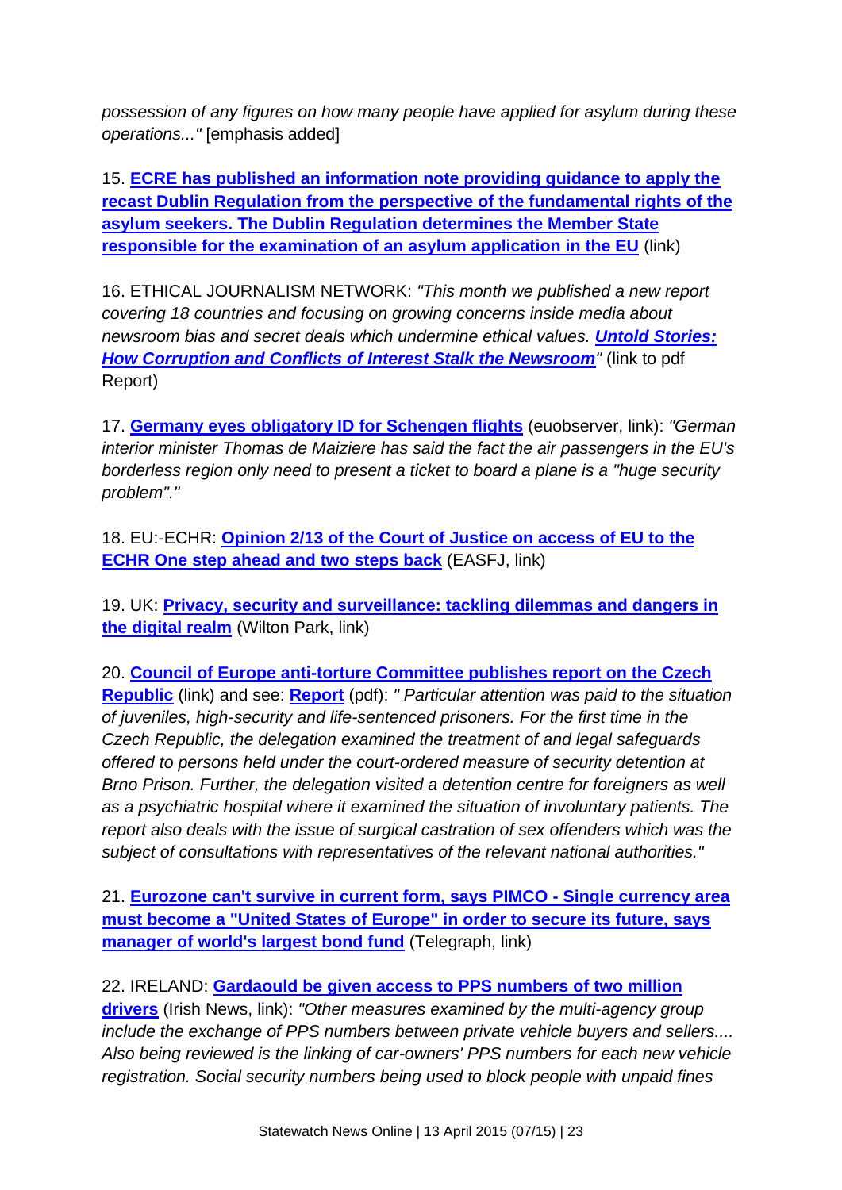*possession of any figures on how many people have applied for asylum during these operations..."* [emphasis added]

15. **ECRE has published an information note providing guidance to apply the recast Dublin Regulation from the perspective of the fundamental rights of the asylum seekers. The Dublin Regulation determines the Member State responsible for the examination of an asylum application in the EU** (link)

16. ETHICAL JOURNALISM NETWORK: *"This month we published a new report covering 18 countries and focusing on growing concerns inside media about newsroom bias and secret deals which undermine ethical values.* ***Untold Stories: How Corruption and Conflicts of Interest Stalk the Newsroom****"* (link to pdf Report)

17. **Germany eyes obligatory ID for Schengen flights** (euobserver, link): *"German interior minister Thomas de Maiziere has said the fact the air passengers in the EU's borderless region only need to present a ticket to board a plane is a "huge security problem"."*

18. EU:-ECHR: **Opinion 2/13 of the Court of Justice on access of EU to the ECHR One step ahead and two steps back** (EASFJ, link)

19. UK: **Privacy, security and surveillance: tackling dilemmas and dangers in the digital realm** (Wilton Park, link)

20. **Council of Europe anti-torture Committee publishes report on the Czech Republic** (link) and see: **Report** (pdf): *" Particular attention was paid to the situation of juveniles, high-security and life-sentenced prisoners. For the first time in the Czech Republic, the delegation examined the treatment of and legal safeguards offered to persons held under the court-ordered measure of security detention at Brno Prison. Further, the delegation visited a detention centre for foreigners as well as a psychiatric hospital where it examined the situation of involuntary patients. The report also deals with the issue of surgical castration of sex offenders which was the subject of consultations with representatives of the relevant national authorities."*

21. **Eurozone can't survive in current form, says PIMCO - Single currency area must become a "United States of Europe" in order to secure its future, says manager of world's largest bond fund** (Telegraph, link)

22. IRELAND: **Gardaould be given access to PPS numbers of two million drivers** (Irish News, link): *"Other measures examined by the multi-agency group include the exchange of PPS numbers between private vehicle buyers and sellers.... Also being reviewed is the linking of car-owners' PPS numbers for each new vehicle registration. Social security numbers being used to block people with unpaid fines*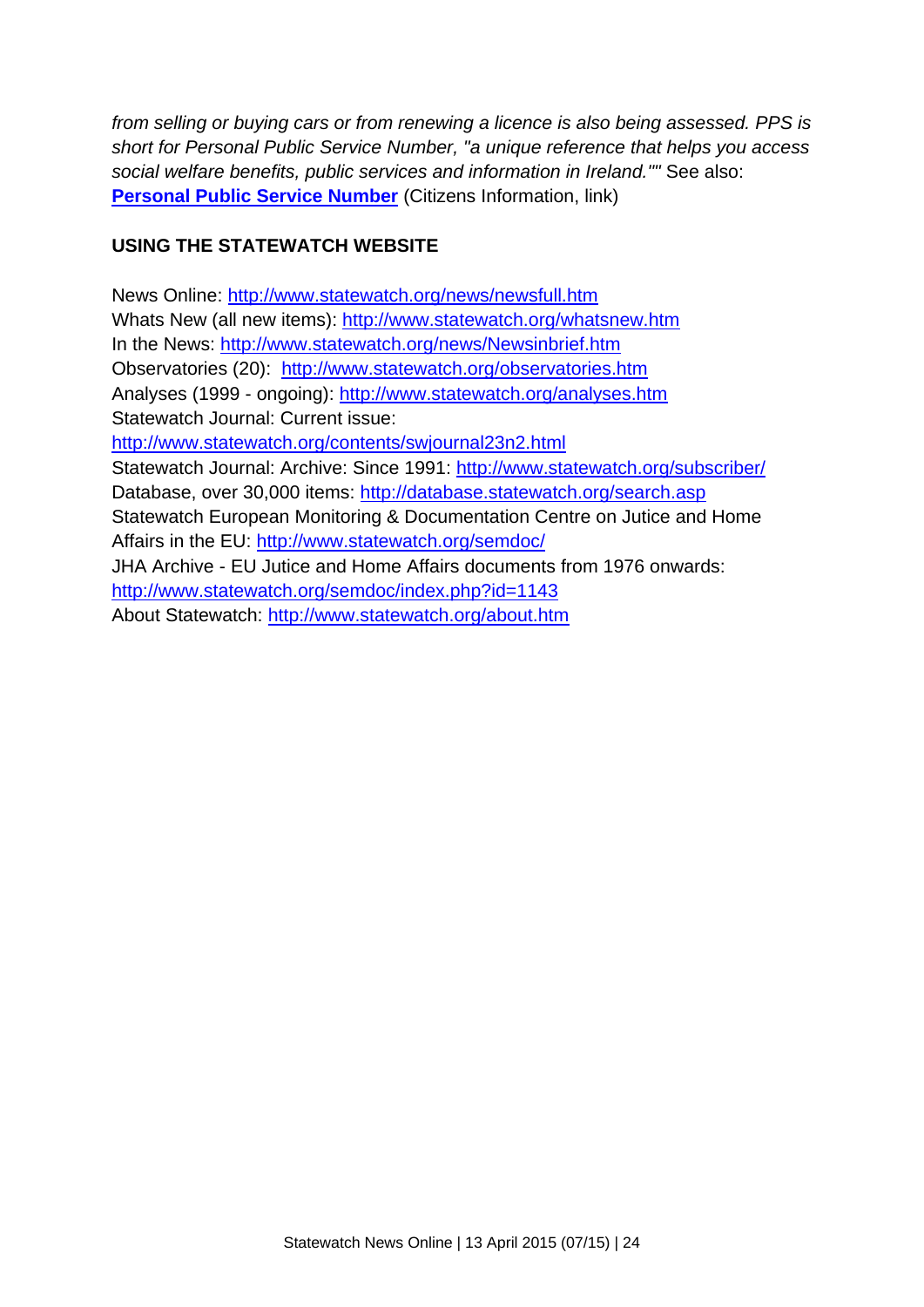*from selling or buying cars or from renewing a licence is also being assessed. PPS is short for Personal Public Service Number, "a unique reference that helps you access social welfare benefits, public services and information in Ireland.""* See also: **[Personal Public Service Number](#)** (Citizens Information, link)

### USING THE STATEWATCH WEBSITE

News Online: http://www.statewatch.org/news/newsfull.htm
Whats New (all new items): http://www.statewatch.org/whatsnew.htm
In the News: http://www.statewatch.org/news/Newsinbrief.htm
Observatories (20): http://www.statewatch.org/observatories.htm
Analyses (1999 - ongoing): http://www.statewatch.org/analyses.htm
Statewatch Journal: Current issue:
http://www.statewatch.org/contents/swjournal23n2.html
Statewatch Journal: Archive: Since 1991: http://www.statewatch.org/subscriber/
Database, over 30,000 items: http://database.statewatch.org/search.asp
Statewatch European Monitoring & Documentation Centre on Jutice and Home Affairs in the EU: http://www.statewatch.org/semdoc/
JHA Archive - EU Jutice and Home Affairs documents from 1976 onwards:
http://www.statewatch.org/semdoc/index.php?id=1143
About Statewatch: http://www.statewatch.org/about.htm